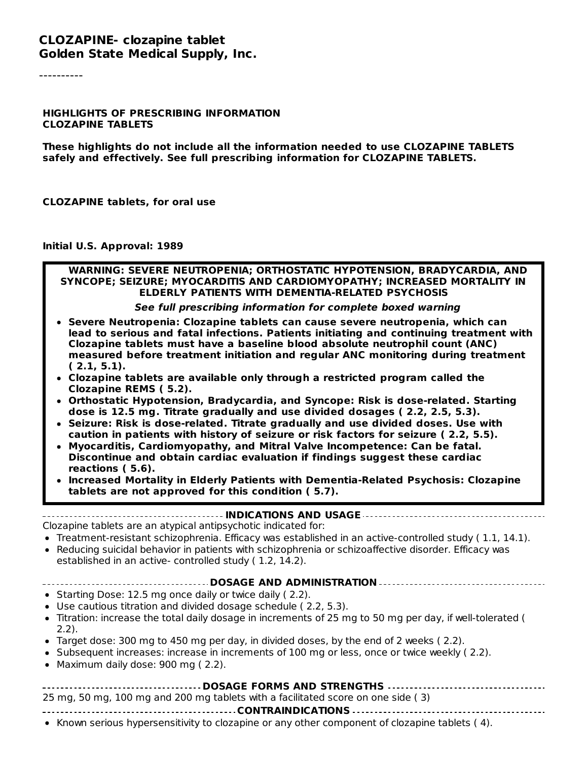# CLOZAPINE- clozapine tablet
**Golden State Medical Supply, Inc.**

----------

**HIGHLIGHTS OF PRESCRIBING INFORMATION**
**CLOZAPINE TABLETS**

**These highlights do not include all the information needed to use CLOZAPINE TABLETS safely and effectively. See full prescribing information for CLOZAPINE TABLETS.**

**CLOZAPINE tablets, for oral use**

**Initial U.S. Approval: 1989**

**WARNING: SEVERE NEUTROPENIA; ORTHOSTATIC HYPOTENSION, BRADYCARDIA, AND SYNCOPE; SEIZURE; MYOCARDITIS AND CARDIOMYOPATHY; INCREASED MORTALITY IN ELDERLY PATIENTS WITH DEMENTIA-RELATED PSYCHOSIS**

***See full prescribing information for complete boxed warning***

- **Severe Neutropenia: Clozapine tablets can cause severe neutropenia, which can lead to serious and fatal infections. Patients initiating and continuing treatment with Clozapine tablets must have a baseline blood absolute neutrophil count (ANC) measured before treatment initiation and regular ANC monitoring during treatment ( 2.1, 5.1).**
- **Clozapine tablets are available only through a restricted program called the Clozapine REMS ( 5.2).**
- **Orthostatic Hypotension, Bradycardia, and Syncope: Risk is dose-related. Starting dose is 12.5 mg. Titrate gradually and use divided dosages ( 2.2, 2.5, 5.3).**
- **Seizure: Risk is dose-related. Titrate gradually and use divided doses. Use with caution in patients with history of seizure or risk factors for seizure ( 2.2, 5.5).**
- **Myocarditis, Cardiomyopathy, and Mitral Valve Incompetence: Can be fatal. Discontinue and obtain cardiac evaluation if findings suggest these cardiac reactions ( 5.6).**
- **Increased Mortality in Elderly Patients with Dementia-Related Psychosis: Clozapine tablets are not approved for this condition ( 5.7).**

## INDICATIONS AND USAGE

Clozapine tablets are an atypical antipsychotic indicated for:

- Treatment-resistant schizophrenia. Efficacy was established in an active-controlled study ( 1.1, 14.1).
- Reducing suicidal behavior in patients with schizophrenia or schizoaffective disorder. Efficacy was established in an active- controlled study ( 1.2, 14.2).

## DOSAGE AND ADMINISTRATION

- Starting Dose: 12.5 mg once daily or twice daily ( 2.2).
- Use cautious titration and divided dosage schedule ( 2.2, 5.3).
- Titration: increase the total daily dosage in increments of 25 mg to 50 mg per day, if well-tolerated ( 2.2).
- Target dose: 300 mg to 450 mg per day, in divided doses, by the end of 2 weeks ( 2.2).
- Subsequent increases: increase in increments of 100 mg or less, once or twice weekly ( 2.2).
- Maximum daily dose: 900 mg ( 2.2).

## DOSAGE FORMS AND STRENGTHS

25 mg, 50 mg, 100 mg and 200 mg tablets with a facilitated score on one side ( 3)

## CONTRAINDICATIONS

- Known serious hypersensitivity to clozapine or any other component of clozapine tablets ( 4).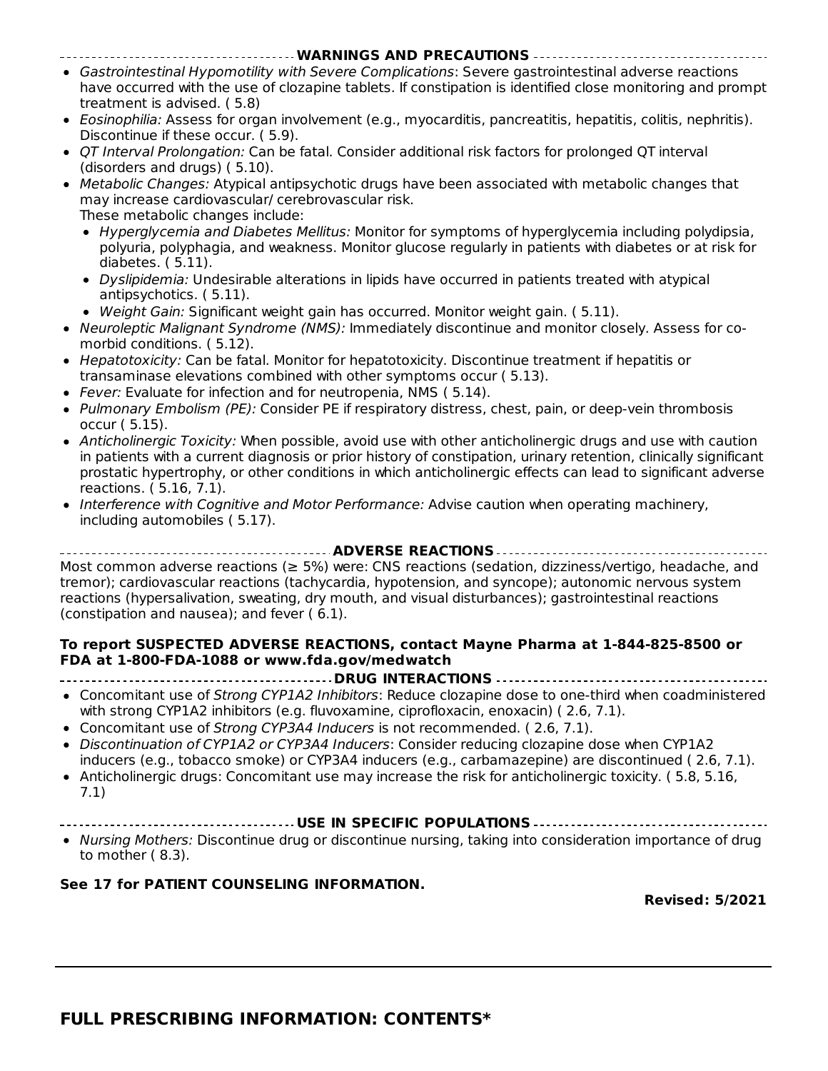## WARNINGS AND PRECAUTIONS

- *Gastrointestinal Hypomotility with Severe Complications*: Severe gastrointestinal adverse reactions have occurred with the use of clozapine tablets. If constipation is identified close monitoring and prompt treatment is advised. ( 5.8)
- *Eosinophilia:* Assess for organ involvement (e.g., myocarditis, pancreatitis, hepatitis, colitis, nephritis). Discontinue if these occur. ( 5.9).
- *QT Interval Prolongation:* Can be fatal. Consider additional risk factors for prolonged QT interval (disorders and drugs) ( 5.10).
- *Metabolic Changes:* Atypical antipsychotic drugs have been associated with metabolic changes that may increase cardiovascular/ cerebrovascular risk.
  These metabolic changes include:
  - *Hyperglycemia and Diabetes Mellitus:* Monitor for symptoms of hyperglycemia including polydipsia, polyuria, polyphagia, and weakness. Monitor glucose regularly in patients with diabetes or at risk for diabetes. ( 5.11).
  - *Dyslipidemia:* Undesirable alterations in lipids have occurred in patients treated with atypical antipsychotics. ( 5.11).
  - *Weight Gain:* Significant weight gain has occurred. Monitor weight gain. ( 5.11).
- *Neuroleptic Malignant Syndrome (NMS):* Immediately discontinue and monitor closely. Assess for co-morbid conditions. ( 5.12).
- *Hepatotoxicity:* Can be fatal. Monitor for hepatotoxicity. Discontinue treatment if hepatitis or transaminase elevations combined with other symptoms occur ( 5.13).
- *Fever:* Evaluate for infection and for neutropenia, NMS ( 5.14).
- *Pulmonary Embolism (PE):* Consider PE if respiratory distress, chest, pain, or deep-vein thrombosis occur ( 5.15).
- *Anticholinergic Toxicity:* When possible, avoid use with other anticholinergic drugs and use with caution in patients with a current diagnosis or prior history of constipation, urinary retention, clinically significant prostatic hypertrophy, or other conditions in which anticholinergic effects can lead to significant adverse reactions. ( 5.16, 7.1).
- *Interference with Cognitive and Motor Performance:* Advise caution when operating machinery, including automobiles ( 5.17).

## ADVERSE REACTIONS

Most common adverse reactions (≥ 5%) were: CNS reactions (sedation, dizziness/vertigo, headache, and tremor); cardiovascular reactions (tachycardia, hypotension, and syncope); autonomic nervous system reactions (hypersalivation, sweating, dry mouth, and visual disturbances); gastrointestinal reactions (constipation and nausea); and fever ( 6.1).

**To report SUSPECTED ADVERSE REACTIONS, contact Mayne Pharma at 1-844-825-8500 or FDA at 1-800-FDA-1088 or www.fda.gov/medwatch**

## DRUG INTERACTIONS

- Concomitant use of *Strong CYP1A2 Inhibitors*: Reduce clozapine dose to one-third when coadministered with strong CYP1A2 inhibitors (e.g. fluvoxamine, ciprofloxacin, enoxacin) ( 2.6, 7.1).
- Concomitant use of *Strong CYP3A4 Inducers* is not recommended. ( 2.6, 7.1).
- *Discontinuation of CYP1A2 or CYP3A4 Inducers*: Consider reducing clozapine dose when CYP1A2 inducers (e.g., tobacco smoke) or CYP3A4 inducers (e.g., carbamazepine) are discontinued ( 2.6, 7.1).
- Anticholinergic drugs: Concomitant use may increase the risk for anticholinergic toxicity. ( 5.8, 5.16, 7.1)

## USE IN SPECIFIC POPULATIONS

- *Nursing Mothers:* Discontinue drug or discontinue nursing, taking into consideration importance of drug to mother ( 8.3).

**See 17 for PATIENT COUNSELING INFORMATION.**

**Revised: 5/2021**

# FULL PRESCRIBING INFORMATION: CONTENTS*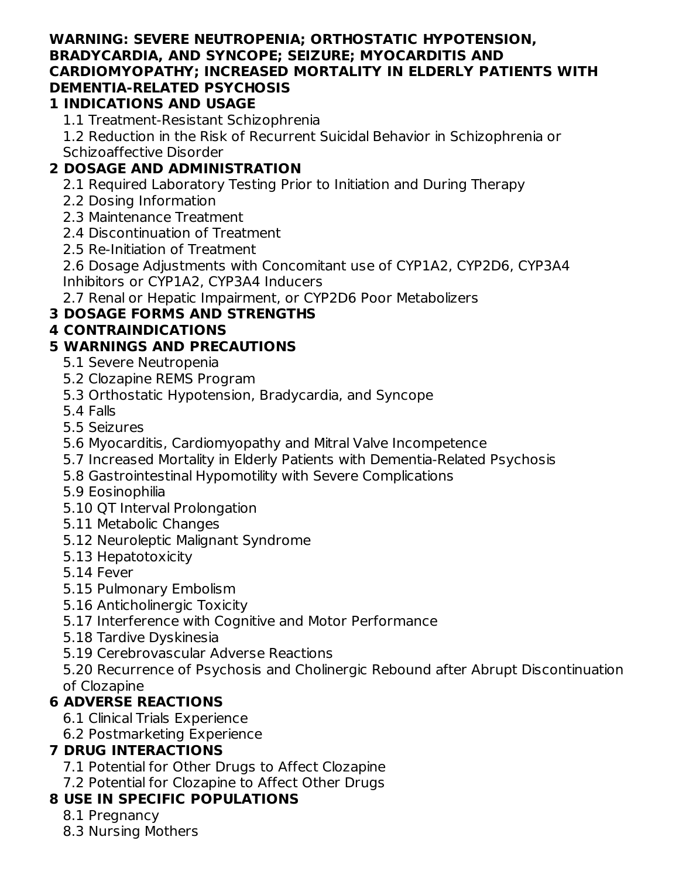**WARNING: SEVERE NEUTROPENIA; ORTHOSTATIC HYPOTENSION, BRADYCARDIA, AND SYNCOPE; SEIZURE; MYOCARDITIS AND CARDIOMYOPATHY; INCREASED MORTALITY IN ELDERLY PATIENTS WITH DEMENTIA-RELATED PSYCHOSIS**

**1 INDICATIONS AND USAGE**

- 1.1 Treatment-Resistant Schizophrenia
- 1.2 Reduction in the Risk of Recurrent Suicidal Behavior in Schizophrenia or Schizoaffective Disorder

**2 DOSAGE AND ADMINISTRATION**

- 2.1 Required Laboratory Testing Prior to Initiation and During Therapy
- 2.2 Dosing Information
- 2.3 Maintenance Treatment
- 2.4 Discontinuation of Treatment
- 2.5 Re-Initiation of Treatment
- 2.6 Dosage Adjustments with Concomitant use of CYP1A2, CYP2D6, CYP3A4 Inhibitors or CYP1A2, CYP3A4 Inducers
- 2.7 Renal or Hepatic Impairment, or CYP2D6 Poor Metabolizers

**3 DOSAGE FORMS AND STRENGTHS**

**4 CONTRAINDICATIONS**

**5 WARNINGS AND PRECAUTIONS**

- 5.1 Severe Neutropenia
- 5.2 Clozapine REMS Program
- 5.3 Orthostatic Hypotension, Bradycardia, and Syncope
- 5.4 Falls
- 5.5 Seizures
- 5.6 Myocarditis, Cardiomyopathy and Mitral Valve Incompetence
- 5.7 Increased Mortality in Elderly Patients with Dementia-Related Psychosis
- 5.8 Gastrointestinal Hypomotility with Severe Complications
- 5.9 Eosinophilia
- 5.10 QT Interval Prolongation
- 5.11 Metabolic Changes
- 5.12 Neuroleptic Malignant Syndrome
- 5.13 Hepatotoxicity
- 5.14 Fever
- 5.15 Pulmonary Embolism
- 5.16 Anticholinergic Toxicity
- 5.17 Interference with Cognitive and Motor Performance
- 5.18 Tardive Dyskinesia
- 5.19 Cerebrovascular Adverse Reactions
- 5.20 Recurrence of Psychosis and Cholinergic Rebound after Abrupt Discontinuation of Clozapine

**6 ADVERSE REACTIONS**

- 6.1 Clinical Trials Experience
- 6.2 Postmarketing Experience

**7 DRUG INTERACTIONS**

- 7.1 Potential for Other Drugs to Affect Clozapine
- 7.2 Potential for Clozapine to Affect Other Drugs

**8 USE IN SPECIFIC POPULATIONS**

- 8.1 Pregnancy
- 8.3 Nursing Mothers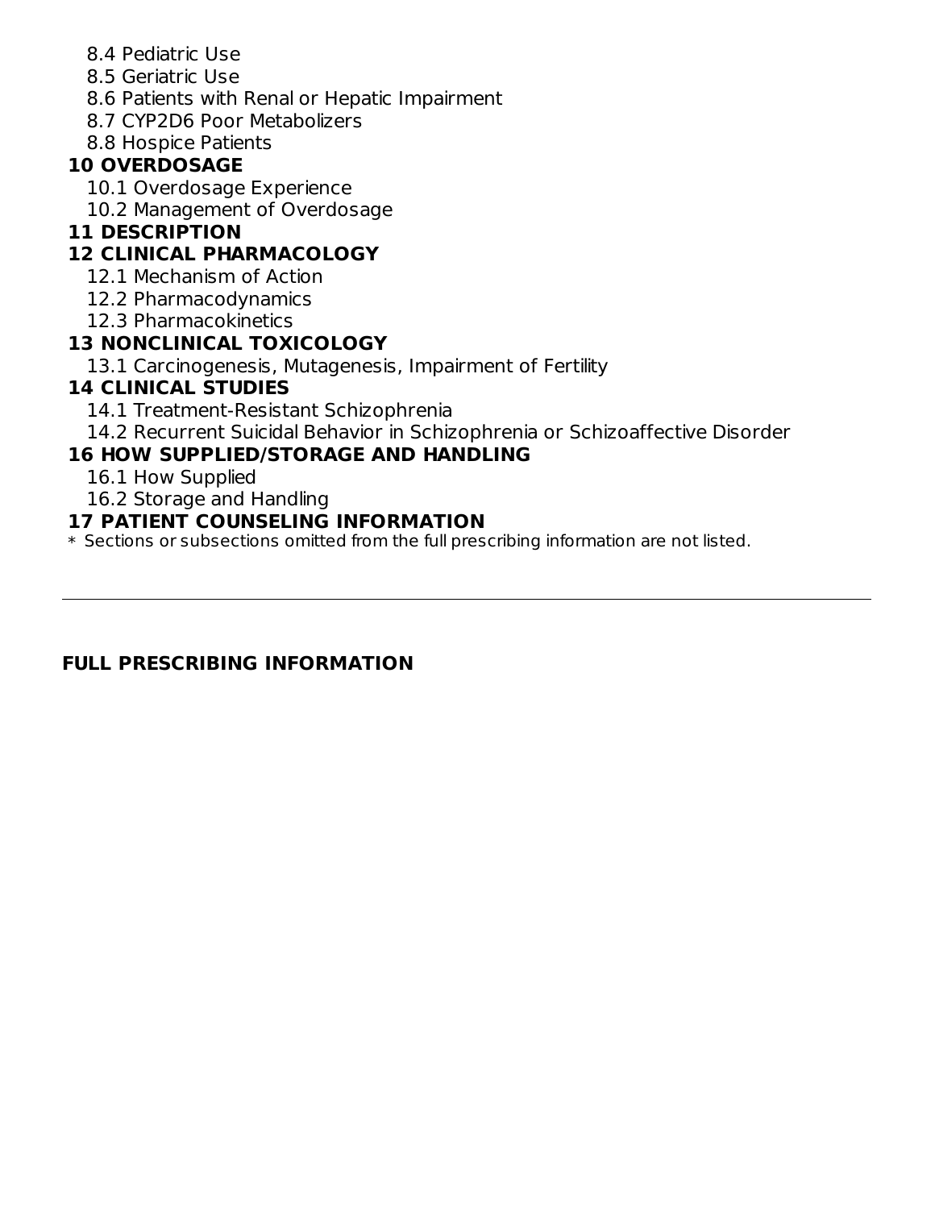8.4 Pediatric Use

8.5 Geriatric Use

8.6 Patients with Renal or Hepatic Impairment

8.7 CYP2D6 Poor Metabolizers

8.8 Hospice Patients

**10 OVERDOSAGE**

10.1 Overdosage Experience

10.2 Management of Overdosage

**11 DESCRIPTION**

**12 CLINICAL PHARMACOLOGY**

12.1 Mechanism of Action

12.2 Pharmacodynamics

12.3 Pharmacokinetics

**13 NONCLINICAL TOXICOLOGY**

13.1 Carcinogenesis, Mutagenesis, Impairment of Fertility

**14 CLINICAL STUDIES**

14.1 Treatment-Resistant Schizophrenia

14.2 Recurrent Suicidal Behavior in Schizophrenia or Schizoaffective Disorder

**16 HOW SUPPLIED/STORAGE AND HANDLING**

16.1 How Supplied

16.2 Storage and Handling

**17 PATIENT COUNSELING INFORMATION**

* Sections or subsections omitted from the full prescribing information are not listed.

---

**FULL PRESCRIBING INFORMATION**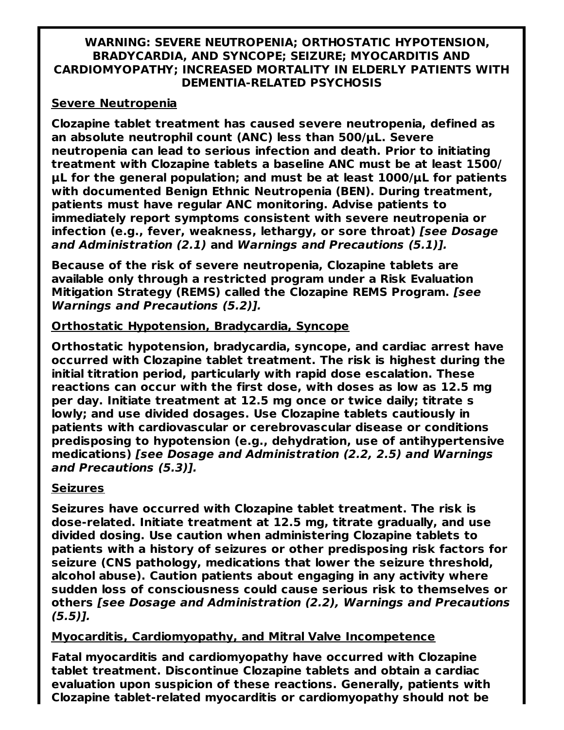**WARNING: SEVERE NEUTROPENIA; ORTHOSTATIC HYPOTENSION, BRADYCARDIA, AND SYNCOPE; SEIZURE; MYOCARDITIS AND CARDIOMYOPATHY; INCREASED MORTALITY IN ELDERLY PATIENTS WITH DEMENTIA-RELATED PSYCHOSIS**

**Severe Neutropenia**

**Clozapine tablet treatment has caused severe neutropenia, defined as an absolute neutrophil count (ANC) less than 500/µL. Severe neutropenia can lead to serious infection and death. Prior to initiating treatment with Clozapine tablets a baseline ANC must be at least 1500/µL for the general population; and must be at least 1000/µL for patients with documented Benign Ethnic Neutropenia (BEN). During treatment, patients must have regular ANC monitoring. Advise patients to immediately report symptoms consistent with severe neutropenia or infection (e.g., fever, weakness, lethargy, or sore throat) *[see Dosage and Administration (2.1)* and *Warnings and Precautions (5.1)]*.**

**Because of the risk of severe neutropenia, Clozapine tablets are available only through a restricted program under a Risk Evaluation Mitigation Strategy (REMS) called the Clozapine REMS Program. *[see Warnings and Precautions (5.2)]*.**

**Orthostatic Hypotension, Bradycardia, Syncope**

**Orthostatic hypotension, bradycardia, syncope, and cardiac arrest have occurred with Clozapine tablet treatment. The risk is highest during the initial titration period, particularly with rapid dose escalation. These reactions can occur with the first dose, with doses as low as 12.5 mg per day. Initiate treatment at 12.5 mg once or twice daily; titrate s lowly; and use divided dosages. Use Clozapine tablets cautiously in patients with cardiovascular or cerebrovascular disease or conditions predisposing to hypotension (e.g., dehydration, use of antihypertensive medications) *[see Dosage and Administration (2.2, 2.5) and Warnings and Precautions (5.3)]*.**

**Seizures**

**Seizures have occurred with Clozapine tablet treatment. The risk is dose-related. Initiate treatment at 12.5 mg, titrate gradually, and use divided dosing. Use caution when administering Clozapine tablets to patients with a history of seizures or other predisposing risk factors for seizure (CNS pathology, medications that lower the seizure threshold, alcohol abuse). Caution patients about engaging in any activity where sudden loss of consciousness could cause serious risk to themselves or others *[see Dosage and Administration (2.2), Warnings and Precautions (5.5)]*.**

**Myocarditis, Cardiomyopathy, and Mitral Valve Incompetence**

**Fatal myocarditis and cardiomyopathy have occurred with Clozapine tablet treatment. Discontinue Clozapine tablets and obtain a cardiac evaluation upon suspicion of these reactions. Generally, patients with Clozapine tablet-related myocarditis or cardiomyopathy should not be**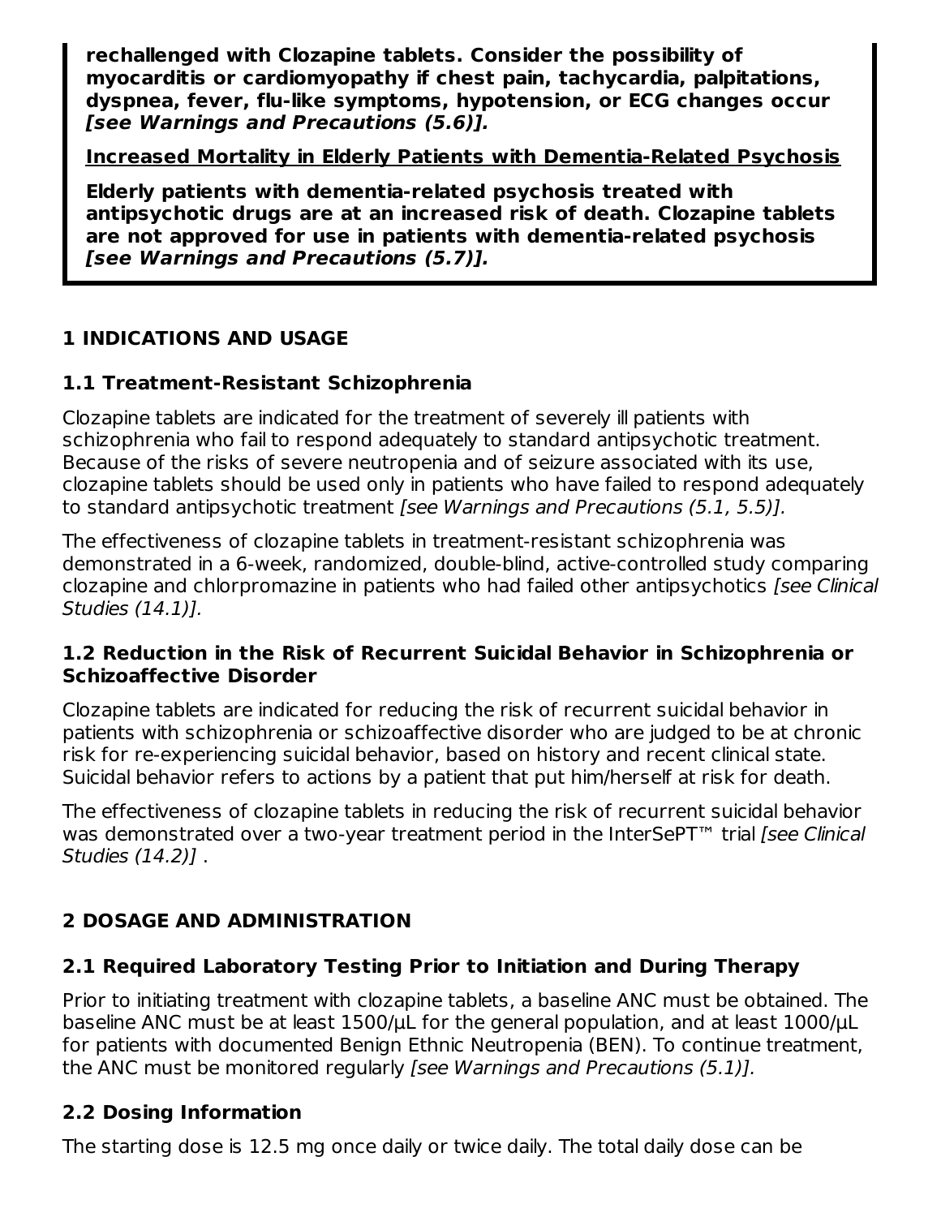**rechallenged with Clozapine tablets. Consider the possibility of myocarditis or cardiomyopathy if chest pain, tachycardia, palpitations, dyspnea, fever, flu-like symptoms, hypotension, or ECG changes occur *[see Warnings and Precautions (5.6)].***

**Increased Mortality in Elderly Patients with Dementia-Related Psychosis**

**Elderly patients with dementia-related psychosis treated with antipsychotic drugs are at an increased risk of death. Clozapine tablets are not approved for use in patients with dementia-related psychosis *[see Warnings and Precautions (5.7)].***

## 1 INDICATIONS AND USAGE

### 1.1 Treatment-Resistant Schizophrenia

Clozapine tablets are indicated for the treatment of severely ill patients with schizophrenia who fail to respond adequately to standard antipsychotic treatment. Because of the risks of severe neutropenia and of seizure associated with its use, clozapine tablets should be used only in patients who have failed to respond adequately to standard antipsychotic treatment *[see Warnings and Precautions (5.1, 5.5)]*.

The effectiveness of clozapine tablets in treatment-resistant schizophrenia was demonstrated in a 6-week, randomized, double-blind, active-controlled study comparing clozapine and chlorpromazine in patients who had failed other antipsychotics *[see Clinical Studies (14.1)]*.

### 1.2 Reduction in the Risk of Recurrent Suicidal Behavior in Schizophrenia or Schizoaffective Disorder

Clozapine tablets are indicated for reducing the risk of recurrent suicidal behavior in patients with schizophrenia or schizoaffective disorder who are judged to be at chronic risk for re-experiencing suicidal behavior, based on history and recent clinical state. Suicidal behavior refers to actions by a patient that put him/herself at risk for death.

The effectiveness of clozapine tablets in reducing the risk of recurrent suicidal behavior was demonstrated over a two-year treatment period in the InterSePT™ trial *[see Clinical Studies (14.2)]* .

## 2 DOSAGE AND ADMINISTRATION

### 2.1 Required Laboratory Testing Prior to Initiation and During Therapy

Prior to initiating treatment with clozapine tablets, a baseline ANC must be obtained. The baseline ANC must be at least 1500/μL for the general population, and at least 1000/μL for patients with documented Benign Ethnic Neutropenia (BEN). To continue treatment, the ANC must be monitored regularly *[see Warnings and Precautions (5.1)].*

### 2.2 Dosing Information

The starting dose is 12.5 mg once daily or twice daily. The total daily dose can be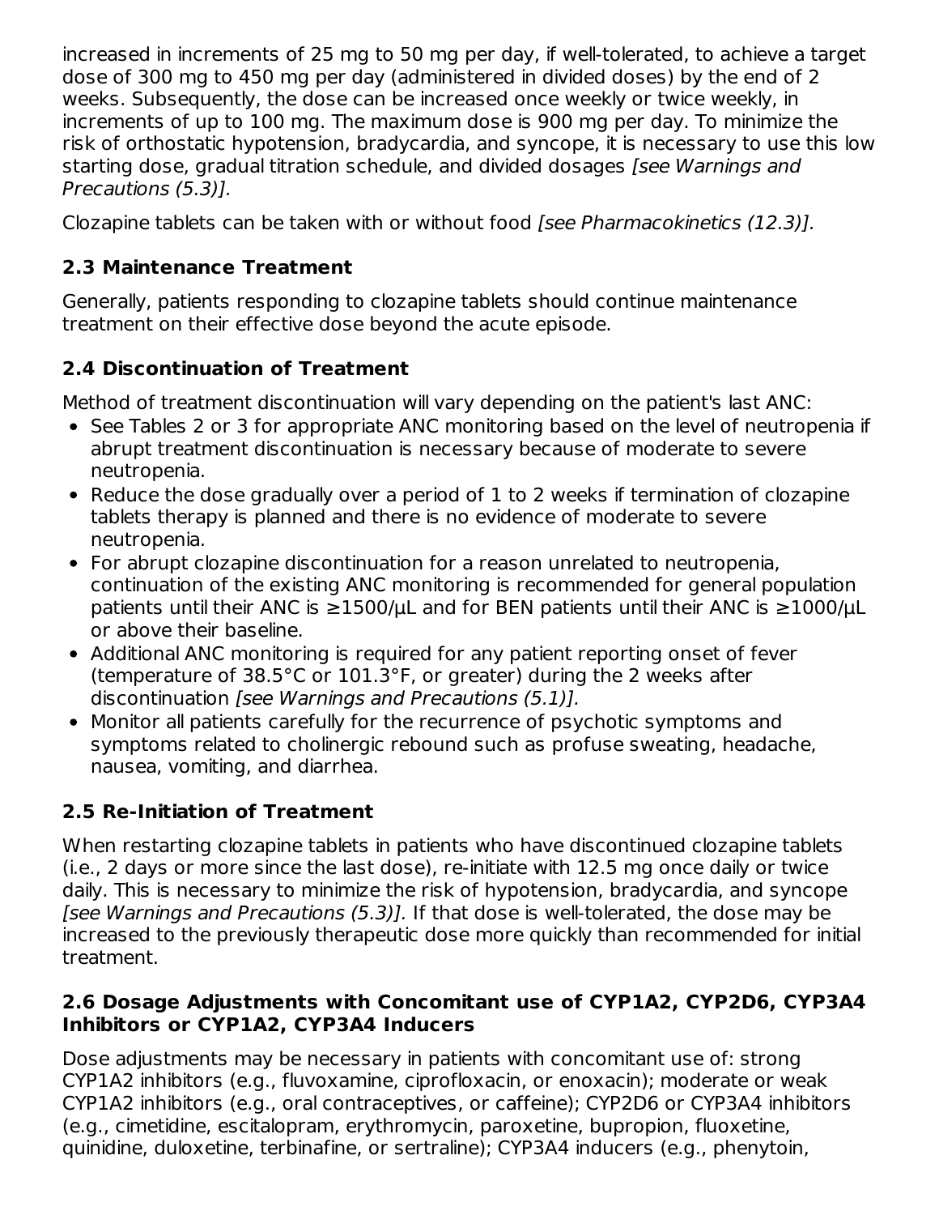increased in increments of 25 mg to 50 mg per day, if well-tolerated, to achieve a target dose of 300 mg to 450 mg per day (administered in divided doses) by the end of 2 weeks. Subsequently, the dose can be increased once weekly or twice weekly, in increments of up to 100 mg. The maximum dose is 900 mg per day. To minimize the risk of orthostatic hypotension, bradycardia, and syncope, it is necessary to use this low starting dose, gradual titration schedule, and divided dosages *[see Warnings and Precautions (5.3)].*

Clozapine tablets can be taken with or without food *[see Pharmacokinetics (12.3)].*

### 2.3 Maintenance Treatment

Generally, patients responding to clozapine tablets should continue maintenance treatment on their effective dose beyond the acute episode.

### 2.4 Discontinuation of Treatment

Method of treatment discontinuation will vary depending on the patient's last ANC:

- See Tables 2 or 3 for appropriate ANC monitoring based on the level of neutropenia if abrupt treatment discontinuation is necessary because of moderate to severe neutropenia.
- Reduce the dose gradually over a period of 1 to 2 weeks if termination of clozapine tablets therapy is planned and there is no evidence of moderate to severe neutropenia.
- For abrupt clozapine discontinuation for a reason unrelated to neutropenia, continuation of the existing ANC monitoring is recommended for general population patients until their ANC is ≥1500/μL and for BEN patients until their ANC is ≥1000/μL or above their baseline.
- Additional ANC monitoring is required for any patient reporting onset of fever (temperature of 38.5°C or 101.3°F, or greater) during the 2 weeks after discontinuation *[see Warnings and Precautions (5.1)].*
- Monitor all patients carefully for the recurrence of psychotic symptoms and symptoms related to cholinergic rebound such as profuse sweating, headache, nausea, vomiting, and diarrhea.

### 2.5 Re-Initiation of Treatment

When restarting clozapine tablets in patients who have discontinued clozapine tablets (i.e., 2 days or more since the last dose), re-initiate with 12.5 mg once daily or twice daily. This is necessary to minimize the risk of hypotension, bradycardia, and syncope *[see Warnings and Precautions (5.3)].* If that dose is well-tolerated, the dose may be increased to the previously therapeutic dose more quickly than recommended for initial treatment.

### 2.6 Dosage Adjustments with Concomitant use of CYP1A2, CYP2D6, CYP3A4 Inhibitors or CYP1A2, CYP3A4 Inducers

Dose adjustments may be necessary in patients with concomitant use of: strong CYP1A2 inhibitors (e.g., fluvoxamine, ciprofloxacin, or enoxacin); moderate or weak CYP1A2 inhibitors (e.g., oral contraceptives, or caffeine); CYP2D6 or CYP3A4 inhibitors (e.g., cimetidine, escitalopram, erythromycin, paroxetine, bupropion, fluoxetine, quinidine, duloxetine, terbinafine, or sertraline); CYP3A4 inducers (e.g., phenytoin,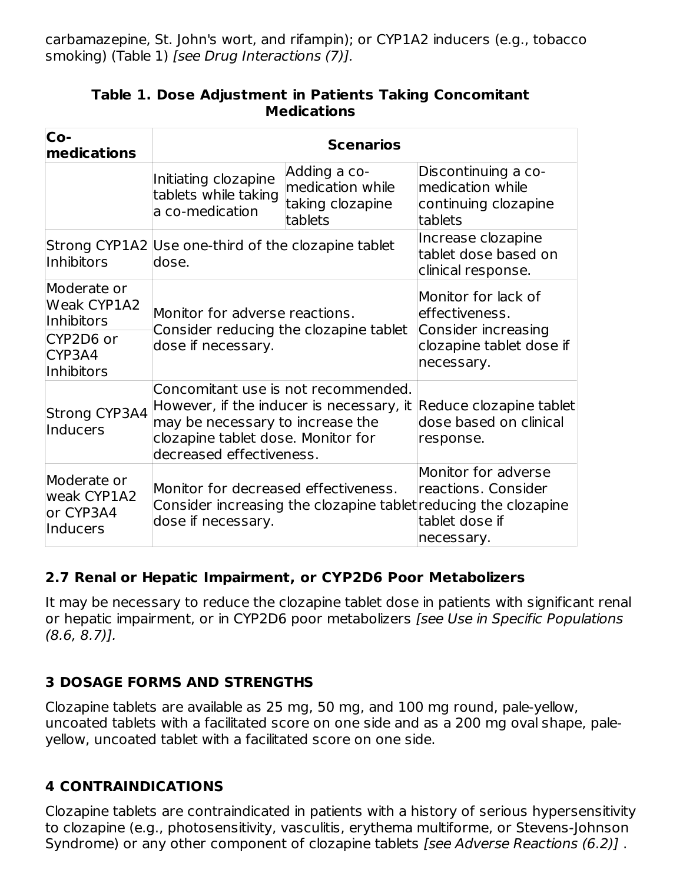carbamazepine, St. John's wort, and rifampin); or CYP1A2 inducers (e.g., tobacco smoking) (Table 1) *[see Drug Interactions (7)].*

**Table 1. Dose Adjustment in Patients Taking Concomitant Medications**

| Co-medications | Scenarios | | |
|---|---|---|---|
| | Initiating clozapine tablets while taking a co-medication | Adding a co-medication while taking clozapine tablets | Discontinuing a co-medication while continuing clozapine tablets |
| Strong CYP1A2 Inhibitors | Use one-third of the clozapine tablet dose. | | Increase clozapine tablet dose based on clinical response. |
| Moderate or Weak CYP1A2 Inhibitors | Monitor for adverse reactions. Consider reducing the clozapine tablet dose if necessary. | | Monitor for lack of effectiveness. Consider increasing clozapine tablet dose if necessary. |
| CYP2D6 or CYP3A4 Inhibitors | | | |
| Strong CYP3A4 Inducers | Concomitant use is not recommended. However, if the inducer is necessary, it may be necessary to increase the clozapine tablet dose. Monitor for decreased effectiveness. | | Reduce clozapine tablet dose based on clinical response. |
| Moderate or weak CYP1A2 or CYP3A4 Inducers | Monitor for decreased effectiveness. Consider increasing the clozapine tablet dose if necessary. | | Monitor for adverse reactions. Consider reducing the clozapine tablet dose if necessary. |

## 2.7 Renal or Hepatic Impairment, or CYP2D6 Poor Metabolizers

It may be necessary to reduce the clozapine tablet dose in patients with significant renal or hepatic impairment, or in CYP2D6 poor metabolizers *[see Use in Specific Populations (8.6, 8.7)].*

# 3 DOSAGE FORMS AND STRENGTHS

Clozapine tablets are available as 25 mg, 50 mg, and 100 mg round, pale-yellow, uncoated tablets with a facilitated score on one side and as a 200 mg oval shape, pale-yellow, uncoated tablet with a facilitated score on one side.

# 4 CONTRAINDICATIONS

Clozapine tablets are contraindicated in patients with a history of serious hypersensitivity to clozapine (e.g., photosensitivity, vasculitis, erythema multiforme, or Stevens-Johnson Syndrome) or any other component of clozapine tablets *[see Adverse Reactions (6.2)]* .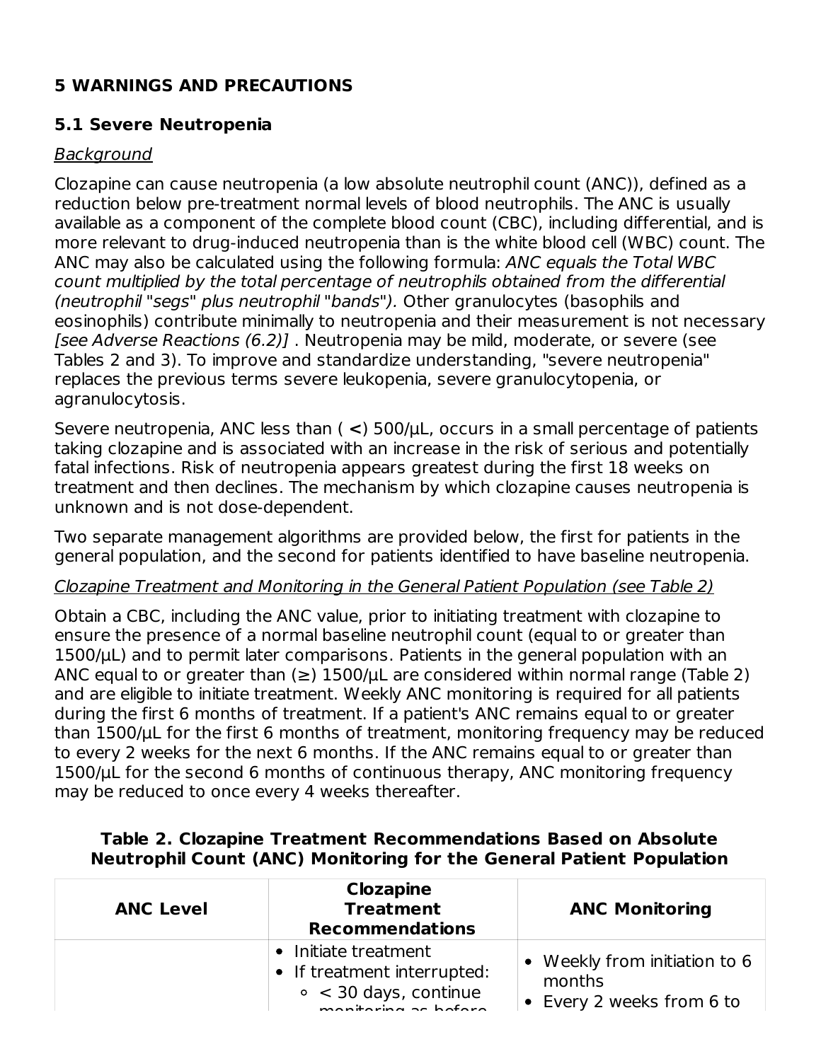## 5 WARNINGS AND PRECAUTIONS

### 5.1 Severe Neutropenia

*Background*

Clozapine can cause neutropenia (a low absolute neutrophil count (ANC)), defined as a reduction below pre-treatment normal levels of blood neutrophils. The ANC is usually available as a component of the complete blood count (CBC), including differential, and is more relevant to drug-induced neutropenia than is the white blood cell (WBC) count. The ANC may also be calculated using the following formula: *ANC equals the Total WBC count multiplied by the total percentage of neutrophils obtained from the differential (neutrophil "segs" plus neutrophil "bands").* Other granulocytes (basophils and eosinophils) contribute minimally to neutropenia and their measurement is not necessary *[see Adverse Reactions (6.2)]* . Neutropenia may be mild, moderate, or severe (see Tables 2 and 3). To improve and standardize understanding, "severe neutropenia" replaces the previous terms severe leukopenia, severe granulocytopenia, or agranulocytosis.

Severe neutropenia, ANC less than ( **<**) 500/µL, occurs in a small percentage of patients taking clozapine and is associated with an increase in the risk of serious and potentially fatal infections. Risk of neutropenia appears greatest during the first 18 weeks on treatment and then declines. The mechanism by which clozapine causes neutropenia is unknown and is not dose-dependent.

Two separate management algorithms are provided below, the first for patients in the general population, and the second for patients identified to have baseline neutropenia.

*Clozapine Treatment and Monitoring in the General Patient Population (see Table 2)*

Obtain a CBC, including the ANC value, prior to initiating treatment with clozapine to ensure the presence of a normal baseline neutrophil count (equal to or greater than 1500/µL) and to permit later comparisons. Patients in the general population with an ANC equal to or greater than (≥) 1500/µL are considered within normal range (Table 2) and are eligible to initiate treatment. Weekly ANC monitoring is required for all patients during the first 6 months of treatment. If a patient's ANC remains equal to or greater than 1500/µL for the first 6 months of treatment, monitoring frequency may be reduced to every 2 weeks for the next 6 months. If the ANC remains equal to or greater than 1500/µL for the second 6 months of continuous therapy, ANC monitoring frequency may be reduced to once every 4 weeks thereafter.

**Table 2. Clozapine Treatment Recommendations Based on Absolute Neutrophil Count (ANC) Monitoring for the General Patient Population**

| ANC Level | Clozapine Treatment Recommendations | ANC Monitoring |
|---|---|---|
| | • Initiate treatment<br>• If treatment interrupted:<br>  ◦ < 30 days, continue monitoring as before | • Weekly from initiation to 6 months<br>• Every 2 weeks from 6 to |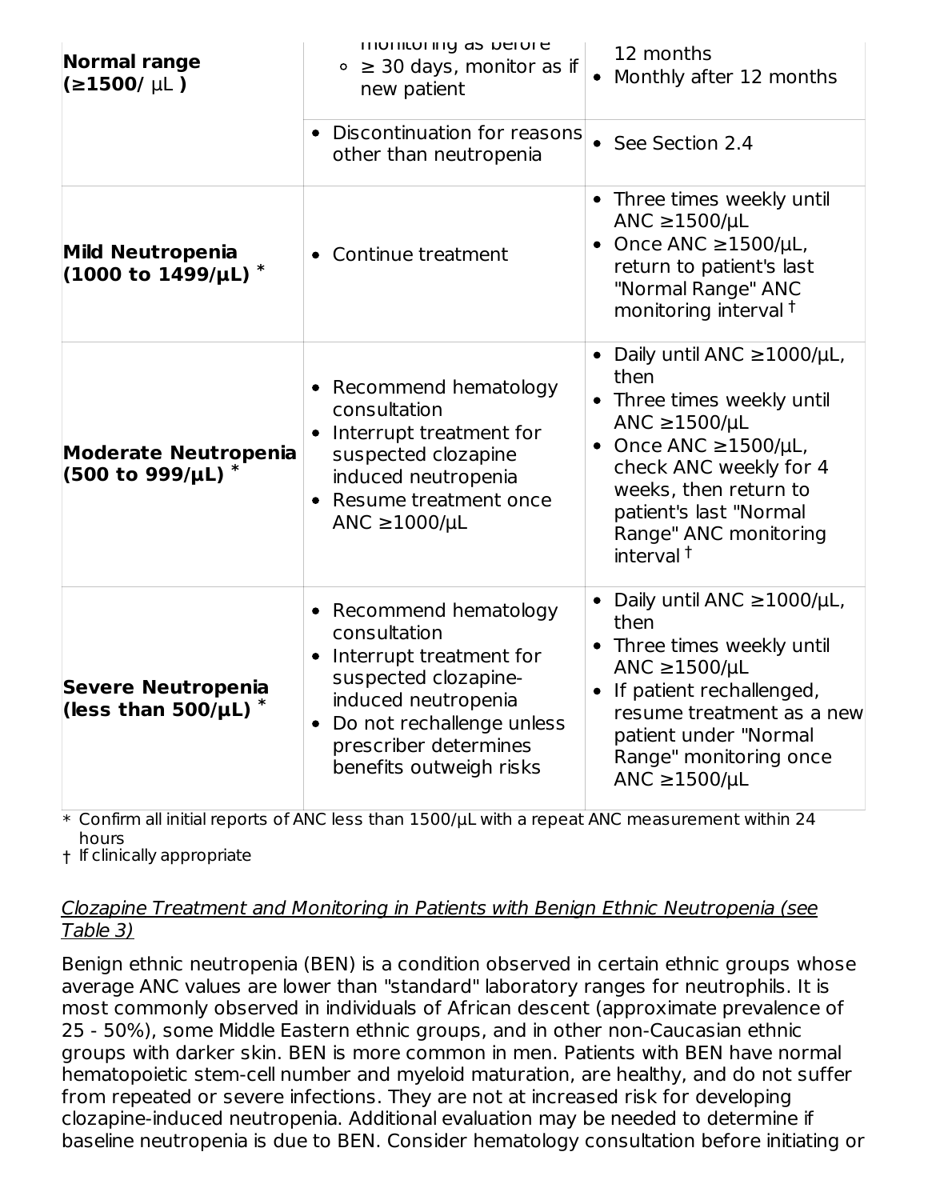| | | |
|---|---|---|
| **Normal range (≥1500/ µL )** | monitoring as before<br>∘ ≥ 30 days, monitor as if new patient | 12 months<br>• Monthly after 12 months |
| | • Discontinuation for reasons other than neutropenia | • See Section 2.4 |
| **Mild Neutropenia (1000 to 1499/µL)** * | • Continue treatment | • Three times weekly until ANC ≥1500/µL<br>• Once ANC ≥1500/µL, return to patient's last "Normal Range" ANC monitoring interval † |
| **Moderate Neutropenia (500 to 999/µL)** * | • Recommend hematology consultation<br>• Interrupt treatment for suspected clozapine induced neutropenia<br>• Resume treatment once ANC ≥1000/µL | • Daily until ANC ≥1000/µL, then<br>• Three times weekly until ANC ≥1500/µL<br>• Once ANC ≥1500/µL, check ANC weekly for 4 weeks, then return to patient's last "Normal Range" ANC monitoring interval † |
| **Severe Neutropenia (less than 500/µL)** * | • Recommend hematology consultation<br>• Interrupt treatment for suspected clozapine-induced neutropenia<br>• Do not rechallenge unless prescriber determines benefits outweigh risks | • Daily until ANC ≥1000/µL, then<br>• Three times weekly until ANC ≥1500/µL<br>• If patient rechallenged, resume treatment as a new patient under "Normal Range" monitoring once ANC ≥1500/µL |

\* Confirm all initial reports of ANC less than 1500/µL with a repeat ANC measurement within 24 hours

† If clinically appropriate

<u>*Clozapine Treatment and Monitoring in Patients with Benign Ethnic Neutropenia (see Table 3)*</u>

Benign ethnic neutropenia (BEN) is a condition observed in certain ethnic groups whose average ANC values are lower than "standard" laboratory ranges for neutrophils. It is most commonly observed in individuals of African descent (approximate prevalence of 25 - 50%), some Middle Eastern ethnic groups, and in other non-Caucasian ethnic groups with darker skin. BEN is more common in men. Patients with BEN have normal hematopoietic stem-cell number and myeloid maturation, are healthy, and do not suffer from repeated or severe infections. They are not at increased risk for developing clozapine-induced neutropenia. Additional evaluation may be needed to determine if baseline neutropenia is due to BEN. Consider hematology consultation before initiating or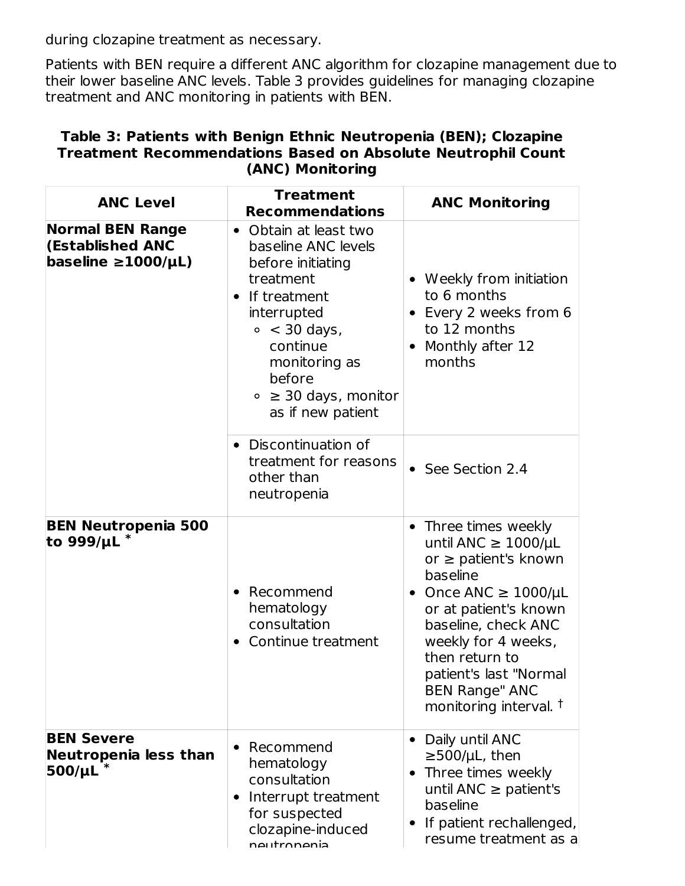during clozapine treatment as necessary.

Patients with BEN require a different ANC algorithm for clozapine management due to their lower baseline ANC levels. Table 3 provides guidelines for managing clozapine treatment and ANC monitoring in patients with BEN.

**Table 3: Patients with Benign Ethnic Neutropenia (BEN); Clozapine Treatment Recommendations Based on Absolute Neutrophil Count (ANC) Monitoring**

| ANC Level | Treatment Recommendations | ANC Monitoring |
|---|---|---|
| **Normal BEN Range (Established ANC baseline ≥1000/μL)** | • Obtain at least two baseline ANC levels before initiating treatment<br>• If treatment interrupted<br>∘ < 30 days, continue monitoring as before<br>∘ ≥ 30 days, monitor as if new patient | • Weekly from initiation to 6 months<br>• Every 2 weeks from 6 to 12 months<br>• Monthly after 12 months |
| | • Discontinuation of treatment for reasons other than neutropenia | • See Section 2.4 |
| **BEN Neutropenia 500 to 999/μL** * | • Recommend hematology consultation<br>• Continue treatment | • Three times weekly until ANC ≥ 1000/μL or ≥ patient's known baseline<br>• Once ANC ≥ 1000/μL or at patient's known baseline, check ANC weekly for 4 weeks, then return to patient's last "Normal BEN Range" ANC monitoring interval. † |
| **BEN Severe Neutropenia less than 500/μL** * | • Recommend hematology consultation<br>• Interrupt treatment for suspected clozapine-induced neutropenia | • Daily until ANC ≥500/μL, then<br>• Three times weekly until ANC ≥ patient's baseline<br>• If patient rechallenged, resume treatment as a |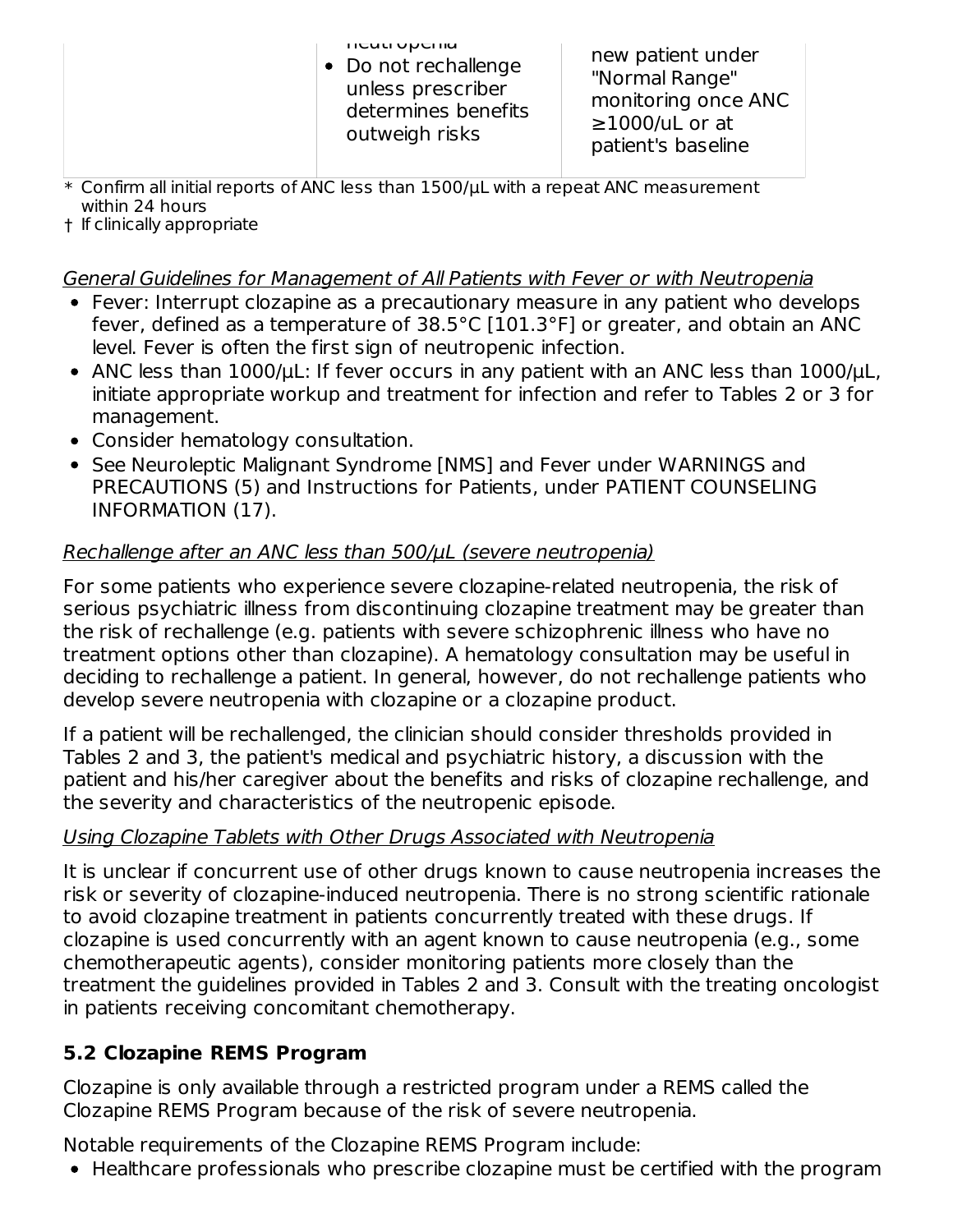| | neutropenia<br>• Do not rechallenge unless prescriber determines benefits outweigh risks | new patient under "Normal Range" monitoring once ANC ≥1000/uL or at patient's baseline |
|---|---|---|

\* Confirm all initial reports of ANC less than 1500/μL with a repeat ANC measurement within 24 hours
† If clinically appropriate

*General Guidelines for Management of All Patients with Fever or with Neutropenia*

- Fever: Interrupt clozapine as a precautionary measure in any patient who develops fever, defined as a temperature of 38.5°C [101.3°F] or greater, and obtain an ANC level. Fever is often the first sign of neutropenic infection.
- ANC less than 1000/μL: If fever occurs in any patient with an ANC less than 1000/μL, initiate appropriate workup and treatment for infection and refer to Tables 2 or 3 for management.
- Consider hematology consultation.
- See Neuroleptic Malignant Syndrome [NMS] and Fever under WARNINGS and PRECAUTIONS (5) and Instructions for Patients, under PATIENT COUNSELING INFORMATION (17).

*Rechallenge after an ANC less than 500/μL (severe neutropenia)*

For some patients who experience severe clozapine-related neutropenia, the risk of serious psychiatric illness from discontinuing clozapine treatment may be greater than the risk of rechallenge (e.g. patients with severe schizophrenic illness who have no treatment options other than clozapine). A hematology consultation may be useful in deciding to rechallenge a patient. In general, however, do not rechallenge patients who develop severe neutropenia with clozapine or a clozapine product.

If a patient will be rechallenged, the clinician should consider thresholds provided in Tables 2 and 3, the patient's medical and psychiatric history, a discussion with the patient and his/her caregiver about the benefits and risks of clozapine rechallenge, and the severity and characteristics of the neutropenic episode.

*Using Clozapine Tablets with Other Drugs Associated with Neutropenia*

It is unclear if concurrent use of other drugs known to cause neutropenia increases the risk or severity of clozapine-induced neutropenia. There is no strong scientific rationale to avoid clozapine treatment in patients concurrently treated with these drugs. If clozapine is used concurrently with an agent known to cause neutropenia (e.g., some chemotherapeutic agents), consider monitoring patients more closely than the treatment the guidelines provided in Tables 2 and 3. Consult with the treating oncologist in patients receiving concomitant chemotherapy.

### 5.2 Clozapine REMS Program

Clozapine is only available through a restricted program under a REMS called the Clozapine REMS Program because of the risk of severe neutropenia.

Notable requirements of the Clozapine REMS Program include:

- Healthcare professionals who prescribe clozapine must be certified with the program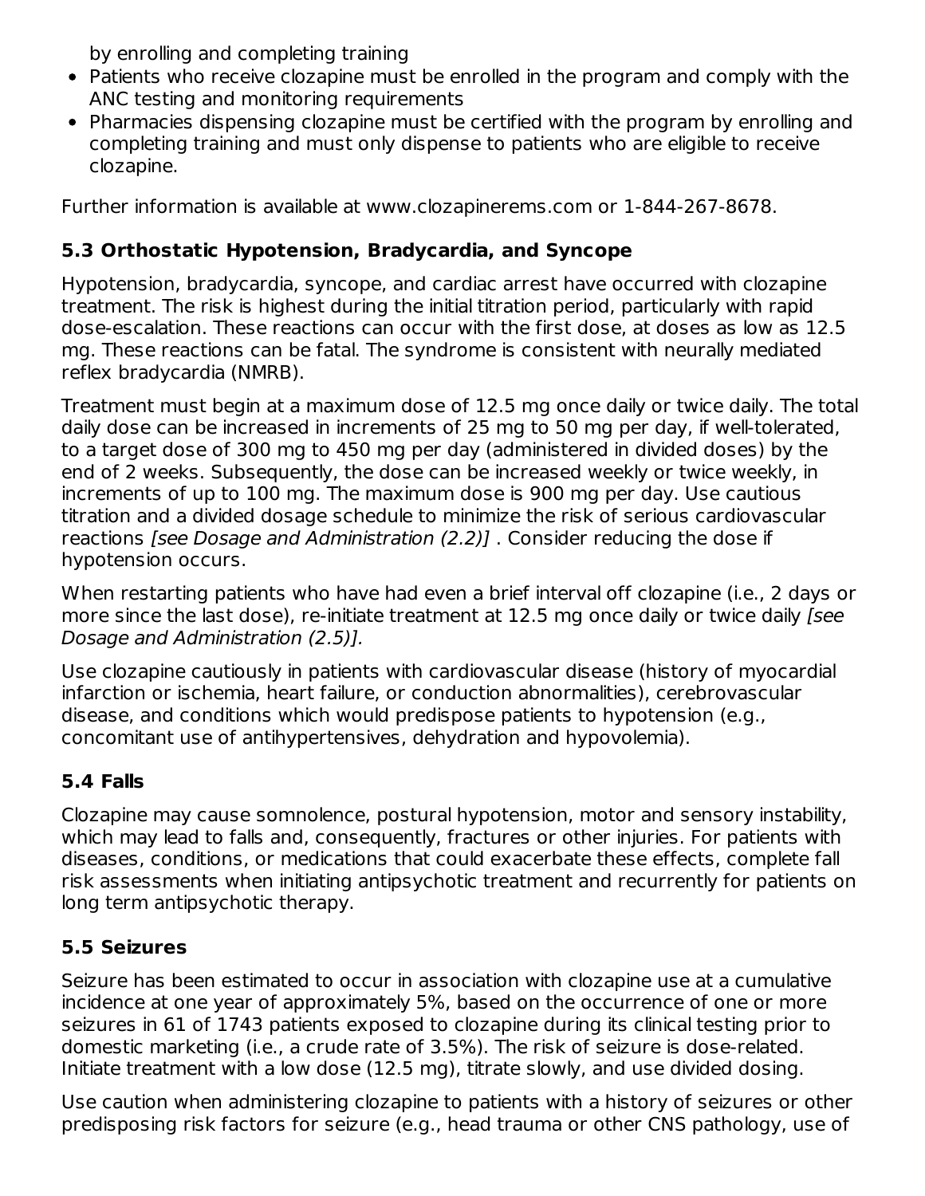by enrolling and completing training

- Patients who receive clozapine must be enrolled in the program and comply with the ANC testing and monitoring requirements
- Pharmacies dispensing clozapine must be certified with the program by enrolling and completing training and must only dispense to patients who are eligible to receive clozapine.

Further information is available at www.clozapinerems.com or 1-844-267-8678.

### 5.3 Orthostatic Hypotension, Bradycardia, and Syncope

Hypotension, bradycardia, syncope, and cardiac arrest have occurred with clozapine treatment. The risk is highest during the initial titration period, particularly with rapid dose-escalation. These reactions can occur with the first dose, at doses as low as 12.5 mg. These reactions can be fatal. The syndrome is consistent with neurally mediated reflex bradycardia (NMRB).

Treatment must begin at a maximum dose of 12.5 mg once daily or twice daily. The total daily dose can be increased in increments of 25 mg to 50 mg per day, if well-tolerated, to a target dose of 300 mg to 450 mg per day (administered in divided doses) by the end of 2 weeks. Subsequently, the dose can be increased weekly or twice weekly, in increments of up to 100 mg. The maximum dose is 900 mg per day. Use cautious titration and a divided dosage schedule to minimize the risk of serious cardiovascular reactions *[see Dosage and Administration (2.2)]* . Consider reducing the dose if hypotension occurs.

When restarting patients who have had even a brief interval off clozapine (i.e., 2 days or more since the last dose), re-initiate treatment at 12.5 mg once daily or twice daily *[see Dosage and Administration (2.5)].*

Use clozapine cautiously in patients with cardiovascular disease (history of myocardial infarction or ischemia, heart failure, or conduction abnormalities), cerebrovascular disease, and conditions which would predispose patients to hypotension (e.g., concomitant use of antihypertensives, dehydration and hypovolemia).

### 5.4 Falls

Clozapine may cause somnolence, postural hypotension, motor and sensory instability, which may lead to falls and, consequently, fractures or other injuries. For patients with diseases, conditions, or medications that could exacerbate these effects, complete fall risk assessments when initiating antipsychotic treatment and recurrently for patients on long term antipsychotic therapy.

### 5.5 Seizures

Seizure has been estimated to occur in association with clozapine use at a cumulative incidence at one year of approximately 5%, based on the occurrence of one or more seizures in 61 of 1743 patients exposed to clozapine during its clinical testing prior to domestic marketing (i.e., a crude rate of 3.5%). The risk of seizure is dose-related. Initiate treatment with a low dose (12.5 mg), titrate slowly, and use divided dosing.

Use caution when administering clozapine to patients with a history of seizures or other predisposing risk factors for seizure (e.g., head trauma or other CNS pathology, use of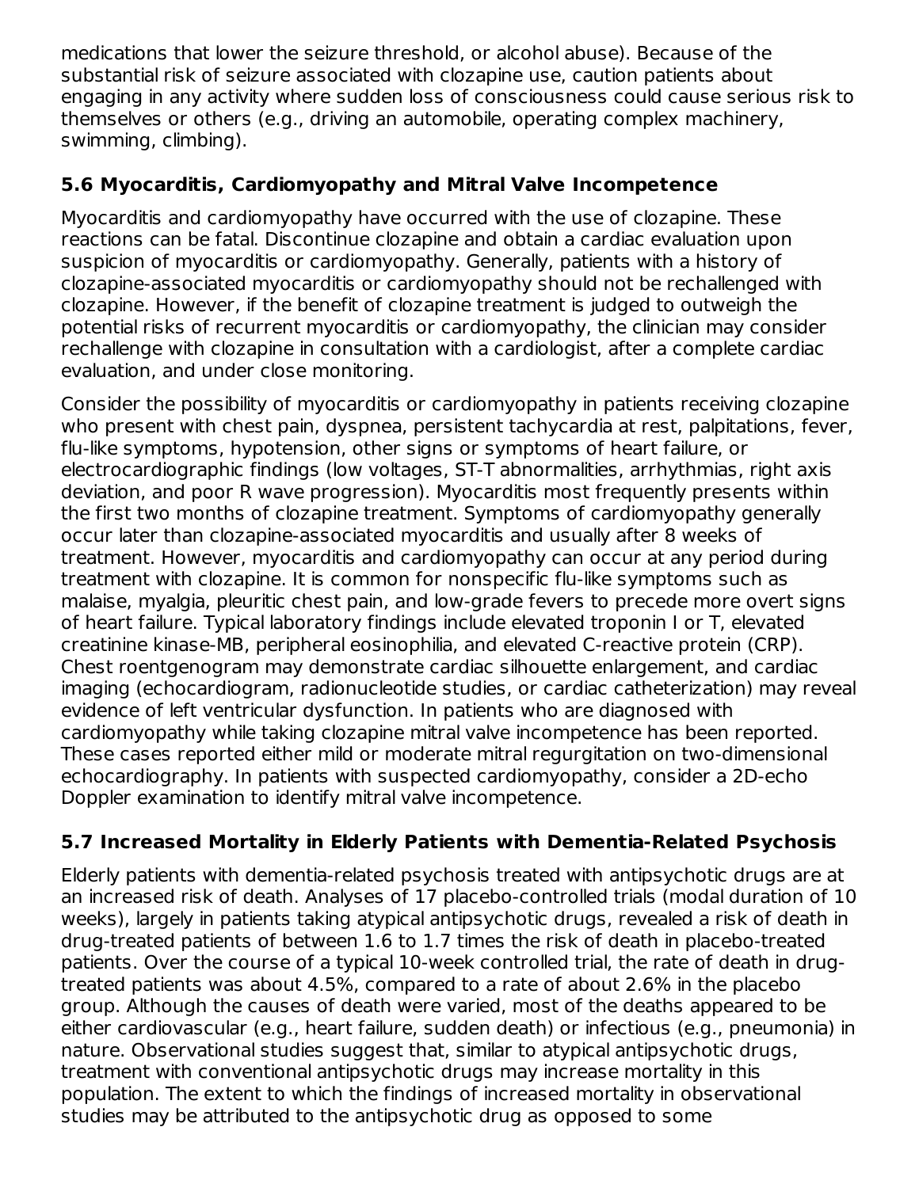medications that lower the seizure threshold, or alcohol abuse). Because of the substantial risk of seizure associated with clozapine use, caution patients about engaging in any activity where sudden loss of consciousness could cause serious risk to themselves or others (e.g., driving an automobile, operating complex machinery, swimming, climbing).

### 5.6 Myocarditis, Cardiomyopathy and Mitral Valve Incompetence

Myocarditis and cardiomyopathy have occurred with the use of clozapine. These reactions can be fatal. Discontinue clozapine and obtain a cardiac evaluation upon suspicion of myocarditis or cardiomyopathy. Generally, patients with a history of clozapine-associated myocarditis or cardiomyopathy should not be rechallenged with clozapine. However, if the benefit of clozapine treatment is judged to outweigh the potential risks of recurrent myocarditis or cardiomyopathy, the clinician may consider rechallenge with clozapine in consultation with a cardiologist, after a complete cardiac evaluation, and under close monitoring.

Consider the possibility of myocarditis or cardiomyopathy in patients receiving clozapine who present with chest pain, dyspnea, persistent tachycardia at rest, palpitations, fever, flu-like symptoms, hypotension, other signs or symptoms of heart failure, or electrocardiographic findings (low voltages, ST-T abnormalities, arrhythmias, right axis deviation, and poor R wave progression). Myocarditis most frequently presents within the first two months of clozapine treatment. Symptoms of cardiomyopathy generally occur later than clozapine-associated myocarditis and usually after 8 weeks of treatment. However, myocarditis and cardiomyopathy can occur at any period during treatment with clozapine. It is common for nonspecific flu-like symptoms such as malaise, myalgia, pleuritic chest pain, and low-grade fevers to precede more overt signs of heart failure. Typical laboratory findings include elevated troponin I or T, elevated creatinine kinase-MB, peripheral eosinophilia, and elevated C-reactive protein (CRP). Chest roentgenogram may demonstrate cardiac silhouette enlargement, and cardiac imaging (echocardiogram, radionucleotide studies, or cardiac catheterization) may reveal evidence of left ventricular dysfunction. In patients who are diagnosed with cardiomyopathy while taking clozapine mitral valve incompetence has been reported. These cases reported either mild or moderate mitral regurgitation on two-dimensional echocardiography. In patients with suspected cardiomyopathy, consider a 2D-echo Doppler examination to identify mitral valve incompetence.

### 5.7 Increased Mortality in Elderly Patients with Dementia-Related Psychosis

Elderly patients with dementia-related psychosis treated with antipsychotic drugs are at an increased risk of death. Analyses of 17 placebo-controlled trials (modal duration of 10 weeks), largely in patients taking atypical antipsychotic drugs, revealed a risk of death in drug-treated patients of between 1.6 to 1.7 times the risk of death in placebo-treated patients. Over the course of a typical 10-week controlled trial, the rate of death in drug-treated patients was about 4.5%, compared to a rate of about 2.6% in the placebo group. Although the causes of death were varied, most of the deaths appeared to be either cardiovascular (e.g., heart failure, sudden death) or infectious (e.g., pneumonia) in nature. Observational studies suggest that, similar to atypical antipsychotic drugs, treatment with conventional antipsychotic drugs may increase mortality in this population. The extent to which the findings of increased mortality in observational studies may be attributed to the antipsychotic drug as opposed to some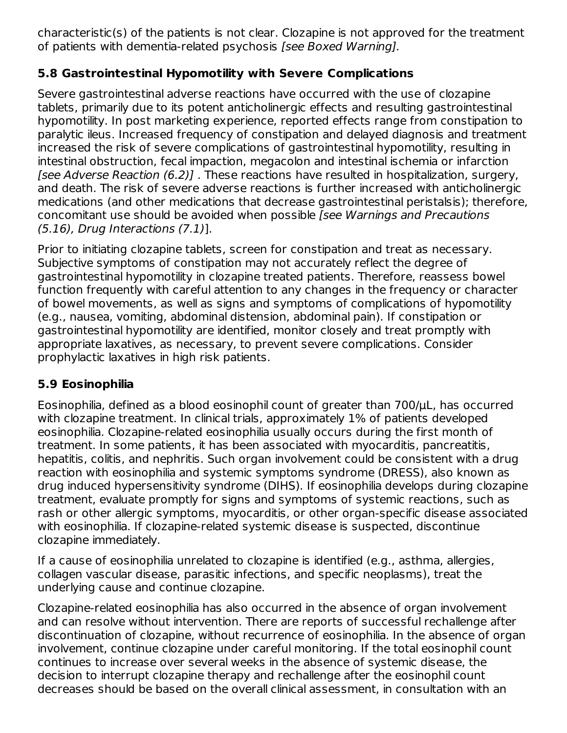characteristic(s) of the patients is not clear. Clozapine is not approved for the treatment of patients with dementia-related psychosis *[see Boxed Warning].*

### 5.8 Gastrointestinal Hypomotility with Severe Complications

Severe gastrointestinal adverse reactions have occurred with the use of clozapine tablets, primarily due to its potent anticholinergic effects and resulting gastrointestinal hypomotility. In post marketing experience, reported effects range from constipation to paralytic ileus. Increased frequency of constipation and delayed diagnosis and treatment increased the risk of severe complications of gastrointestinal hypomotility, resulting in intestinal obstruction, fecal impaction, megacolon and intestinal ischemia or infarction *[see Adverse Reaction (6.2)]* . These reactions have resulted in hospitalization, surgery, and death. The risk of severe adverse reactions is further increased with anticholinergic medications (and other medications that decrease gastrointestinal peristalsis); therefore, concomitant use should be avoided when possible *[see Warnings and Precautions (5.16), Drug Interactions (7.1)*].

Prior to initiating clozapine tablets, screen for constipation and treat as necessary. Subjective symptoms of constipation may not accurately reflect the degree of gastrointestinal hypomotility in clozapine treated patients. Therefore, reassess bowel function frequently with careful attention to any changes in the frequency or character of bowel movements, as well as signs and symptoms of complications of hypomotility (e.g., nausea, vomiting, abdominal distension, abdominal pain). If constipation or gastrointestinal hypomotility are identified, monitor closely and treat promptly with appropriate laxatives, as necessary, to prevent severe complications. Consider prophylactic laxatives in high risk patients.

### 5.9 Eosinophilia

Eosinophilia, defined as a blood eosinophil count of greater than 700/μL, has occurred with clozapine treatment. In clinical trials, approximately 1% of patients developed eosinophilia. Clozapine-related eosinophilia usually occurs during the first month of treatment. In some patients, it has been associated with myocarditis, pancreatitis, hepatitis, colitis, and nephritis. Such organ involvement could be consistent with a drug reaction with eosinophilia and systemic symptoms syndrome (DRESS), also known as drug induced hypersensitivity syndrome (DIHS). If eosinophilia develops during clozapine treatment, evaluate promptly for signs and symptoms of systemic reactions, such as rash or other allergic symptoms, myocarditis, or other organ-specific disease associated with eosinophilia. If clozapine-related systemic disease is suspected, discontinue clozapine immediately.

If a cause of eosinophilia unrelated to clozapine is identified (e.g., asthma, allergies, collagen vascular disease, parasitic infections, and specific neoplasms), treat the underlying cause and continue clozapine.

Clozapine-related eosinophilia has also occurred in the absence of organ involvement and can resolve without intervention. There are reports of successful rechallenge after discontinuation of clozapine, without recurrence of eosinophilia. In the absence of organ involvement, continue clozapine under careful monitoring. If the total eosinophil count continues to increase over several weeks in the absence of systemic disease, the decision to interrupt clozapine therapy and rechallenge after the eosinophil count decreases should be based on the overall clinical assessment, in consultation with an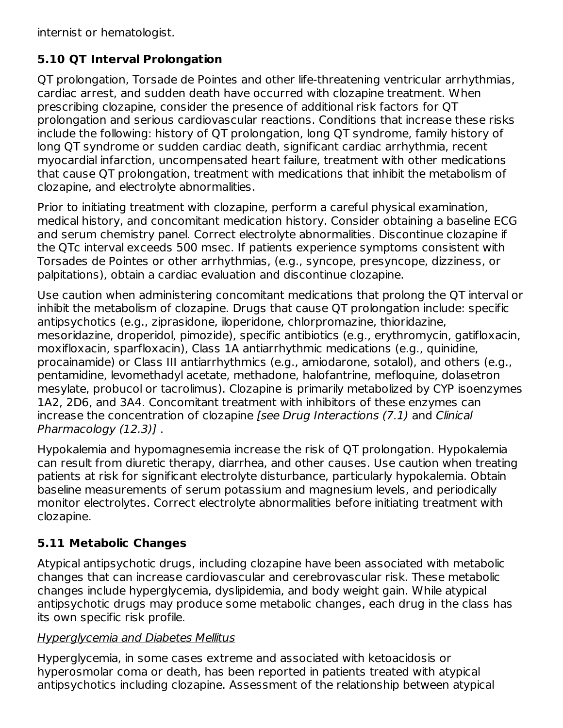internist or hematologist.

### 5.10 QT Interval Prolongation

QT prolongation, Torsade de Pointes and other life-threatening ventricular arrhythmias, cardiac arrest, and sudden death have occurred with clozapine treatment. When prescribing clozapine, consider the presence of additional risk factors for QT prolongation and serious cardiovascular reactions. Conditions that increase these risks include the following: history of QT prolongation, long QT syndrome, family history of long QT syndrome or sudden cardiac death, significant cardiac arrhythmia, recent myocardial infarction, uncompensated heart failure, treatment with other medications that cause QT prolongation, treatment with medications that inhibit the metabolism of clozapine, and electrolyte abnormalities.

Prior to initiating treatment with clozapine, perform a careful physical examination, medical history, and concomitant medication history. Consider obtaining a baseline ECG and serum chemistry panel. Correct electrolyte abnormalities. Discontinue clozapine if the QTc interval exceeds 500 msec. If patients experience symptoms consistent with Torsades de Pointes or other arrhythmias, (e.g., syncope, presyncope, dizziness, or palpitations), obtain a cardiac evaluation and discontinue clozapine.

Use caution when administering concomitant medications that prolong the QT interval or inhibit the metabolism of clozapine. Drugs that cause QT prolongation include: specific antipsychotics (e.g., ziprasidone, iloperidone, chlorpromazine, thioridazine, mesoridazine, droperidol, pimozide), specific antibiotics (e.g., erythromycin, gatifloxacin, moxifloxacin, sparfloxacin), Class 1A antiarrhythmic medications (e.g., quinidine, procainamide) or Class III antiarrhythmics (e.g., amiodarone, sotalol), and others (e.g., pentamidine, levomethadyl acetate, methadone, halofantrine, mefloquine, dolasetron mesylate, probucol or tacrolimus). Clozapine is primarily metabolized by CYP isoenzymes 1A2, 2D6, and 3A4. Concomitant treatment with inhibitors of these enzymes can increase the concentration of clozapine *[see Drug Interactions (7.1)* and *Clinical Pharmacology (12.3)]* .

Hypokalemia and hypomagnesemia increase the risk of QT prolongation. Hypokalemia can result from diuretic therapy, diarrhea, and other causes. Use caution when treating patients at risk for significant electrolyte disturbance, particularly hypokalemia. Obtain baseline measurements of serum potassium and magnesium levels, and periodically monitor electrolytes. Correct electrolyte abnormalities before initiating treatment with clozapine.

### 5.11 Metabolic Changes

Atypical antipsychotic drugs, including clozapine have been associated with metabolic changes that can increase cardiovascular and cerebrovascular risk. These metabolic changes include hyperglycemia, dyslipidemia, and body weight gain. While atypical antipsychotic drugs may produce some metabolic changes, each drug in the class has its own specific risk profile.

<u>Hyperglycemia and Diabetes Mellitus</u>

Hyperglycemia, in some cases extreme and associated with ketoacidosis or hyperosmolar coma or death, has been reported in patients treated with atypical antipsychotics including clozapine. Assessment of the relationship between atypical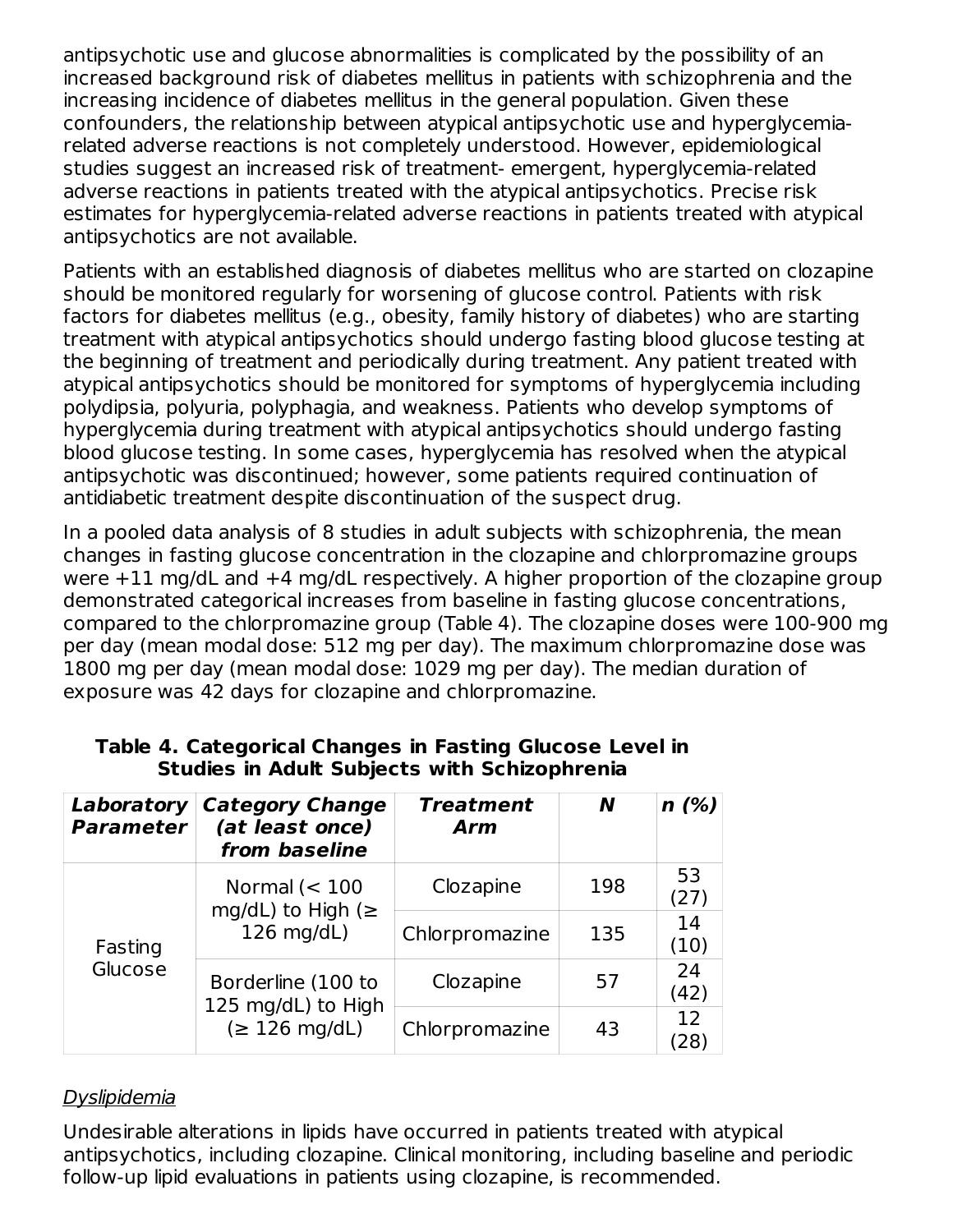antipsychotic use and glucose abnormalities is complicated by the possibility of an increased background risk of diabetes mellitus in patients with schizophrenia and the increasing incidence of diabetes mellitus in the general population. Given these confounders, the relationship between atypical antipsychotic use and hyperglycemia-related adverse reactions is not completely understood. However, epidemiological studies suggest an increased risk of treatment- emergent, hyperglycemia-related adverse reactions in patients treated with the atypical antipsychotics. Precise risk estimates for hyperglycemia-related adverse reactions in patients treated with atypical antipsychotics are not available.

Patients with an established diagnosis of diabetes mellitus who are started on clozapine should be monitored regularly for worsening of glucose control. Patients with risk factors for diabetes mellitus (e.g., obesity, family history of diabetes) who are starting treatment with atypical antipsychotics should undergo fasting blood glucose testing at the beginning of treatment and periodically during treatment. Any patient treated with atypical antipsychotics should be monitored for symptoms of hyperglycemia including polydipsia, polyuria, polyphagia, and weakness. Patients who develop symptoms of hyperglycemia during treatment with atypical antipsychotics should undergo fasting blood glucose testing. In some cases, hyperglycemia has resolved when the atypical antipsychotic was discontinued; however, some patients required continuation of antidiabetic treatment despite discontinuation of the suspect drug.

In a pooled data analysis of 8 studies in adult subjects with schizophrenia, the mean changes in fasting glucose concentration in the clozapine and chlorpromazine groups were +11 mg/dL and +4 mg/dL respectively. A higher proportion of the clozapine group demonstrated categorical increases from baseline in fasting glucose concentrations, compared to the chlorpromazine group (Table 4). The clozapine doses were 100-900 mg per day (mean modal dose: 512 mg per day). The maximum chlorpromazine dose was 1800 mg per day (mean modal dose: 1029 mg per day). The median duration of exposure was 42 days for clozapine and chlorpromazine.

**Table 4. Categorical Changes in Fasting Glucose Level in Studies in Adult Subjects with Schizophrenia**

| ***Laboratory Parameter*** | ***Category Change (at least once) from baseline*** | ***Treatment Arm*** | ***N*** | ***n (%)*** |
|---|---|---|---|---|
| Fasting Glucose | Normal (< 100 mg/dL) to High (≥ 126 mg/dL) | Clozapine | 198 | 53 (27) |
| | | Chlorpromazine | 135 | 14 (10) |
| | Borderline (100 to 125 mg/dL) to High (≥ 126 mg/dL) | Clozapine | 57 | 24 (42) |
| | | Chlorpromazine | 43 | 12 (28) |

*Dyslipidemia*

Undesirable alterations in lipids have occurred in patients treated with atypical antipsychotics, including clozapine. Clinical monitoring, including baseline and periodic follow-up lipid evaluations in patients using clozapine, is recommended.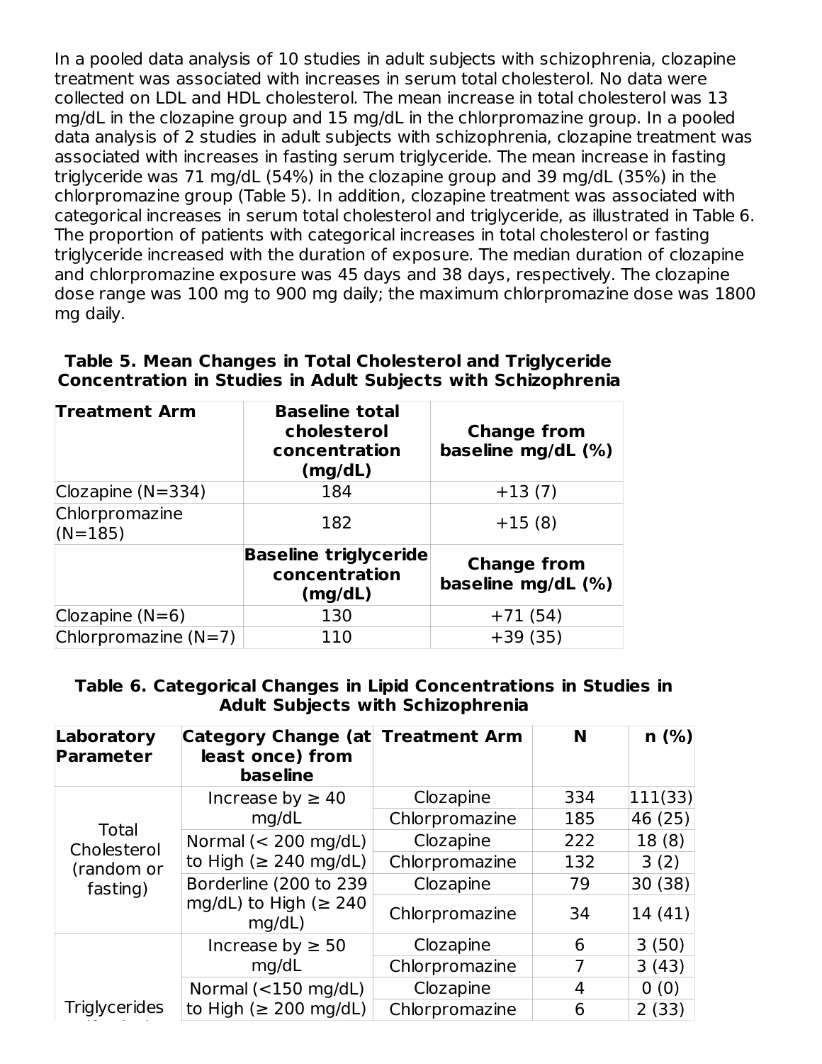In a pooled data analysis of 10 studies in adult subjects with schizophrenia, clozapine treatment was associated with increases in serum total cholesterol. No data were collected on LDL and HDL cholesterol. The mean increase in total cholesterol was 13 mg/dL in the clozapine group and 15 mg/dL in the chlorpromazine group. In a pooled data analysis of 2 studies in adult subjects with schizophrenia, clozapine treatment was associated with increases in fasting serum triglyceride. The mean increase in fasting triglyceride was 71 mg/dL (54%) in the clozapine group and 39 mg/dL (35%) in the chlorpromazine group (Table 5). In addition, clozapine treatment was associated with categorical increases in serum total cholesterol and triglyceride, as illustrated in Table 6. The proportion of patients with categorical increases in total cholesterol or fasting triglyceride increased with the duration of exposure. The median duration of clozapine and chlorpromazine exposure was 45 days and 38 days, respectively. The clozapine dose range was 100 mg to 900 mg daily; the maximum chlorpromazine dose was 1800 mg daily.

**Table 5. Mean Changes in Total Cholesterol and Triglyceride Concentration in Studies in Adult Subjects with Schizophrenia**

| Treatment Arm | Baseline total cholesterol concentration (mg/dL) | Change from baseline mg/dL (%) |
|---|---|---|
| Clozapine (N=334) | 184 | +13 (7) |
| Chlorpromazine (N=185) | 182 | +15 (8) |
| | **Baseline triglyceride concentration (mg/dL)** | **Change from baseline mg/dL (%)** |
| Clozapine (N=6) | 130 | +71 (54) |
| Chlorpromazine (N=7) | 110 | +39 (35) |

**Table 6. Categorical Changes in Lipid Concentrations in Studies in Adult Subjects with Schizophrenia**

| Laboratory Parameter | Category Change (at least once) from baseline | Treatment Arm | N | n (%) |
|---|---|---|---|---|
| Total Cholesterol (random or fasting) | Increase by ≥ 40 mg/dL | Clozapine | 334 | 111(33) |
| | | Chlorpromazine | 185 | 46 (25) |
| | Normal (< 200 mg/dL) to High (≥ 240 mg/dL) | Clozapine | 222 | 18 (8) |
| | | Chlorpromazine | 132 | 3 (2) |
| | Borderline (200 to 239 mg/dL) to High (≥ 240 mg/dL) | Clozapine | 79 | 30 (38) |
| | | Chlorpromazine | 34 | 14 (41) |
| Triglycerides | Increase by ≥ 50 mg/dL | Clozapine | 6 | 3 (50) |
| | | Chlorpromazine | 7 | 3 (43) |
| | Normal (<150 mg/dL) to High (≥ 200 mg/dL) | Clozapine | 4 | 0 (0) |
| | | Chlorpromazine | 6 | 2 (33) |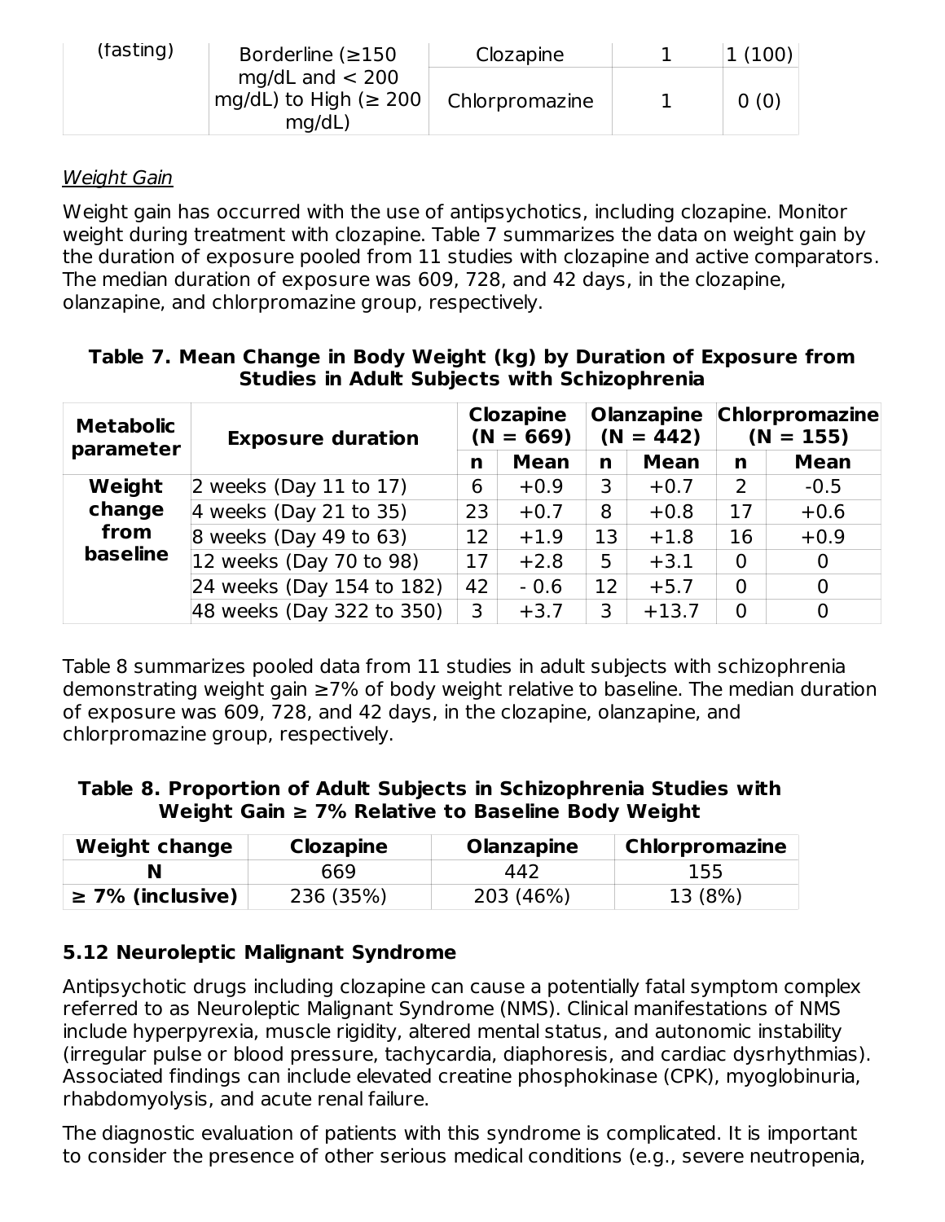| (fasting) | Borderline (≥150 mg/dL and < 200 mg/dL) to High (≥ 200 mg/dL) | Clozapine | 1 | 1 (100) |
|---|---|---|---|---|
| | | Chlorpromazine | 1 | 0 (0) |

*Weight Gain*

Weight gain has occurred with the use of antipsychotics, including clozapine. Monitor weight during treatment with clozapine. Table 7 summarizes the data on weight gain by the duration of exposure pooled from 11 studies with clozapine and active comparators. The median duration of exposure was 609, 728, and 42 days, in the clozapine, olanzapine, and chlorpromazine group, respectively.

**Table 7. Mean Change in Body Weight (kg) by Duration of Exposure from Studies in Adult Subjects with Schizophrenia**

| Metabolic parameter | Exposure duration | Clozapine (N = 669) | | Olanzapine (N = 442) | | Chlorpromazine (N = 155) | |
|---|---|---|---|---|---|---|---|
| | | n | Mean | n | Mean | n | Mean |
| **Weight change from baseline** | 2 weeks (Day 11 to 17) | 6 | +0.9 | 3 | +0.7 | 2 | -0.5 |
| | 4 weeks (Day 21 to 35) | 23 | +0.7 | 8 | +0.8 | 17 | +0.6 |
| | 8 weeks (Day 49 to 63) | 12 | +1.9 | 13 | +1.8 | 16 | +0.9 |
| | 12 weeks (Day 70 to 98) | 17 | +2.8 | 5 | +3.1 | 0 | 0 |
| | 24 weeks (Day 154 to 182) | 42 | - 0.6 | 12 | +5.7 | 0 | 0 |
| | 48 weeks (Day 322 to 350) | 3 | +3.7 | 3 | +13.7 | 0 | 0 |

Table 8 summarizes pooled data from 11 studies in adult subjects with schizophrenia demonstrating weight gain ≥7% of body weight relative to baseline. The median duration of exposure was 609, 728, and 42 days, in the clozapine, olanzapine, and chlorpromazine group, respectively.

**Table 8. Proportion of Adult Subjects in Schizophrenia Studies with Weight Gain ≥ 7% Relative to Baseline Body Weight**

| Weight change | Clozapine | Olanzapine | Chlorpromazine |
|---|---|---|---|
| **N** | 669 | 442 | 155 |
| **≥ 7% (inclusive)** | 236 (35%) | 203 (46%) | 13 (8%) |

### 5.12 Neuroleptic Malignant Syndrome

Antipsychotic drugs including clozapine can cause a potentially fatal symptom complex referred to as Neuroleptic Malignant Syndrome (NMS). Clinical manifestations of NMS include hyperpyrexia, muscle rigidity, altered mental status, and autonomic instability (irregular pulse or blood pressure, tachycardia, diaphoresis, and cardiac dysrhythmias). Associated findings can include elevated creatine phosphokinase (CPK), myoglobinuria, rhabdomyolysis, and acute renal failure.

The diagnostic evaluation of patients with this syndrome is complicated. It is important to consider the presence of other serious medical conditions (e.g., severe neutropenia,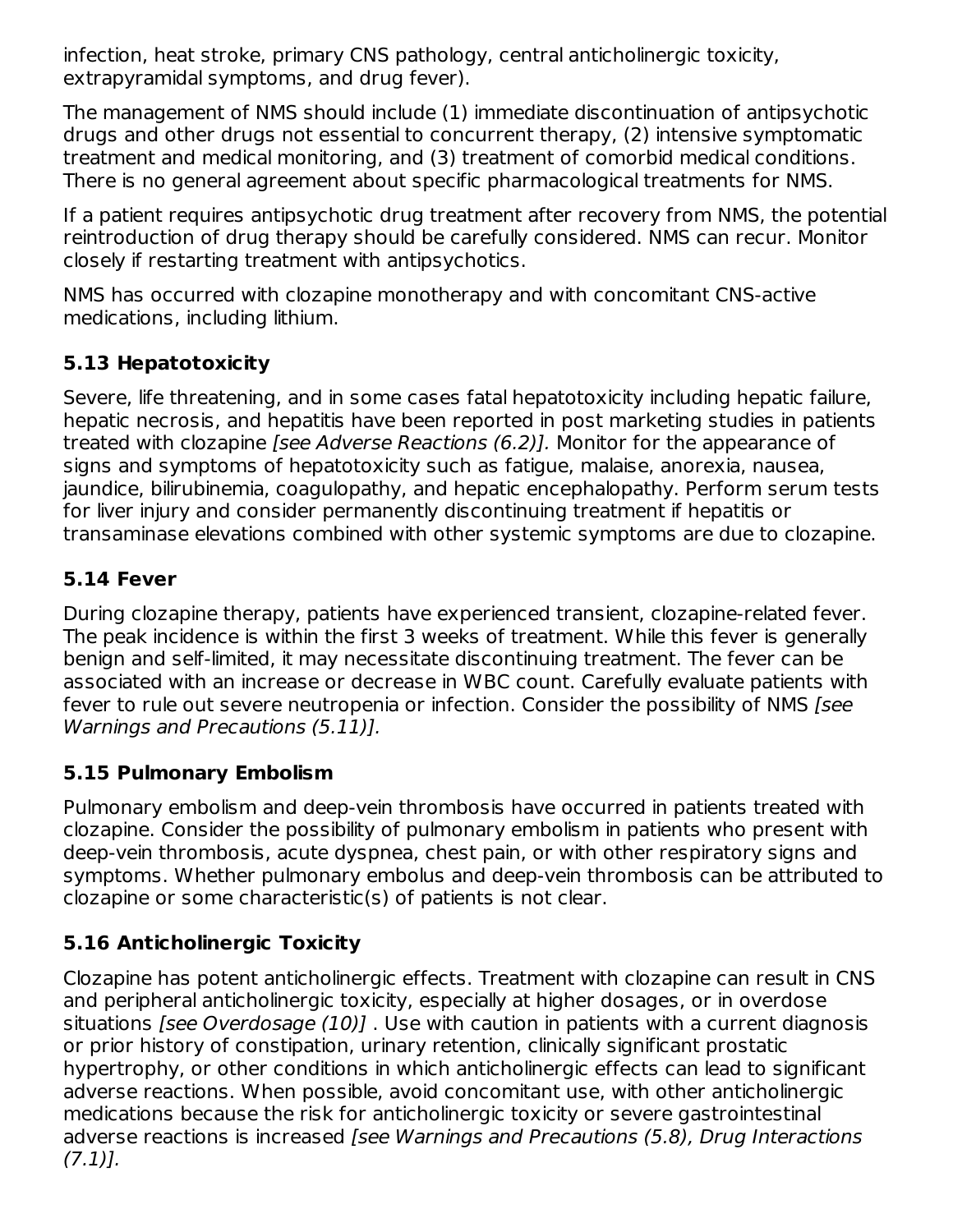infection, heat stroke, primary CNS pathology, central anticholinergic toxicity, extrapyramidal symptoms, and drug fever).

The management of NMS should include (1) immediate discontinuation of antipsychotic drugs and other drugs not essential to concurrent therapy, (2) intensive symptomatic treatment and medical monitoring, and (3) treatment of comorbid medical conditions. There is no general agreement about specific pharmacological treatments for NMS.

If a patient requires antipsychotic drug treatment after recovery from NMS, the potential reintroduction of drug therapy should be carefully considered. NMS can recur. Monitor closely if restarting treatment with antipsychotics.

NMS has occurred with clozapine monotherapy and with concomitant CNS-active medications, including lithium.

### 5.13 Hepatotoxicity

Severe, life threatening, and in some cases fatal hepatotoxicity including hepatic failure, hepatic necrosis, and hepatitis have been reported in post marketing studies in patients treated with clozapine *[see Adverse Reactions (6.2)].* Monitor for the appearance of signs and symptoms of hepatotoxicity such as fatigue, malaise, anorexia, nausea, jaundice, bilirubinemia, coagulopathy, and hepatic encephalopathy. Perform serum tests for liver injury and consider permanently discontinuing treatment if hepatitis or transaminase elevations combined with other systemic symptoms are due to clozapine.

### 5.14 Fever

During clozapine therapy, patients have experienced transient, clozapine-related fever. The peak incidence is within the first 3 weeks of treatment. While this fever is generally benign and self-limited, it may necessitate discontinuing treatment. The fever can be associated with an increase or decrease in WBC count. Carefully evaluate patients with fever to rule out severe neutropenia or infection. Consider the possibility of NMS *[see Warnings and Precautions (5.11)].*

### 5.15 Pulmonary Embolism

Pulmonary embolism and deep-vein thrombosis have occurred in patients treated with clozapine. Consider the possibility of pulmonary embolism in patients who present with deep-vein thrombosis, acute dyspnea, chest pain, or with other respiratory signs and symptoms. Whether pulmonary embolus and deep-vein thrombosis can be attributed to clozapine or some characteristic(s) of patients is not clear.

### 5.16 Anticholinergic Toxicity

Clozapine has potent anticholinergic effects. Treatment with clozapine can result in CNS and peripheral anticholinergic toxicity, especially at higher dosages, or in overdose situations *[see Overdosage (10)]* . Use with caution in patients with a current diagnosis or prior history of constipation, urinary retention, clinically significant prostatic hypertrophy, or other conditions in which anticholinergic effects can lead to significant adverse reactions. When possible, avoid concomitant use, with other anticholinergic medications because the risk for anticholinergic toxicity or severe gastrointestinal adverse reactions is increased *[see Warnings and Precautions (5.8), Drug Interactions (7.1)].*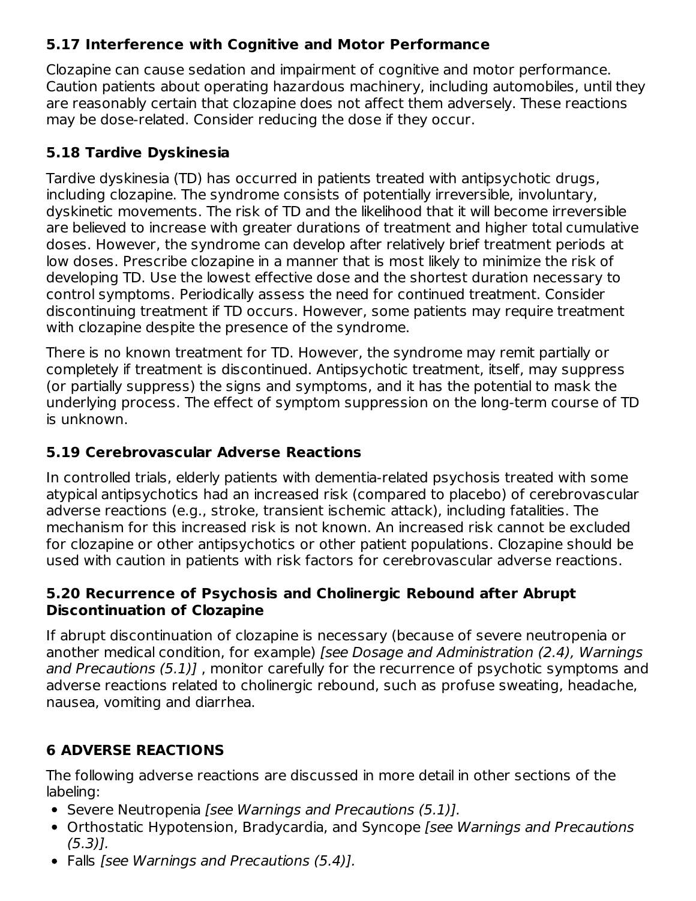### 5.17 Interference with Cognitive and Motor Performance

Clozapine can cause sedation and impairment of cognitive and motor performance. Caution patients about operating hazardous machinery, including automobiles, until they are reasonably certain that clozapine does not affect them adversely. These reactions may be dose-related. Consider reducing the dose if they occur.

### 5.18 Tardive Dyskinesia

Tardive dyskinesia (TD) has occurred in patients treated with antipsychotic drugs, including clozapine. The syndrome consists of potentially irreversible, involuntary, dyskinetic movements. The risk of TD and the likelihood that it will become irreversible are believed to increase with greater durations of treatment and higher total cumulative doses. However, the syndrome can develop after relatively brief treatment periods at low doses. Prescribe clozapine in a manner that is most likely to minimize the risk of developing TD. Use the lowest effective dose and the shortest duration necessary to control symptoms. Periodically assess the need for continued treatment. Consider discontinuing treatment if TD occurs. However, some patients may require treatment with clozapine despite the presence of the syndrome.

There is no known treatment for TD. However, the syndrome may remit partially or completely if treatment is discontinued. Antipsychotic treatment, itself, may suppress (or partially suppress) the signs and symptoms, and it has the potential to mask the underlying process. The effect of symptom suppression on the long-term course of TD is unknown.

### 5.19 Cerebrovascular Adverse Reactions

In controlled trials, elderly patients with dementia-related psychosis treated with some atypical antipsychotics had an increased risk (compared to placebo) of cerebrovascular adverse reactions (e.g., stroke, transient ischemic attack), including fatalities. The mechanism for this increased risk is not known. An increased risk cannot be excluded for clozapine or other antipsychotics or other patient populations. Clozapine should be used with caution in patients with risk factors for cerebrovascular adverse reactions.

### 5.20 Recurrence of Psychosis and Cholinergic Rebound after Abrupt Discontinuation of Clozapine

If abrupt discontinuation of clozapine is necessary (because of severe neutropenia or another medical condition, for example) *[see Dosage and Administration (2.4), Warnings and Precautions (5.1)]* , monitor carefully for the recurrence of psychotic symptoms and adverse reactions related to cholinergic rebound, such as profuse sweating, headache, nausea, vomiting and diarrhea.

## 6 ADVERSE REACTIONS

The following adverse reactions are discussed in more detail in other sections of the labeling:

- Severe Neutropenia *[see Warnings and Precautions (5.1)].*
- Orthostatic Hypotension, Bradycardia, and Syncope *[see Warnings and Precautions (5.3)].*
- Falls *[see Warnings and Precautions (5.4)].*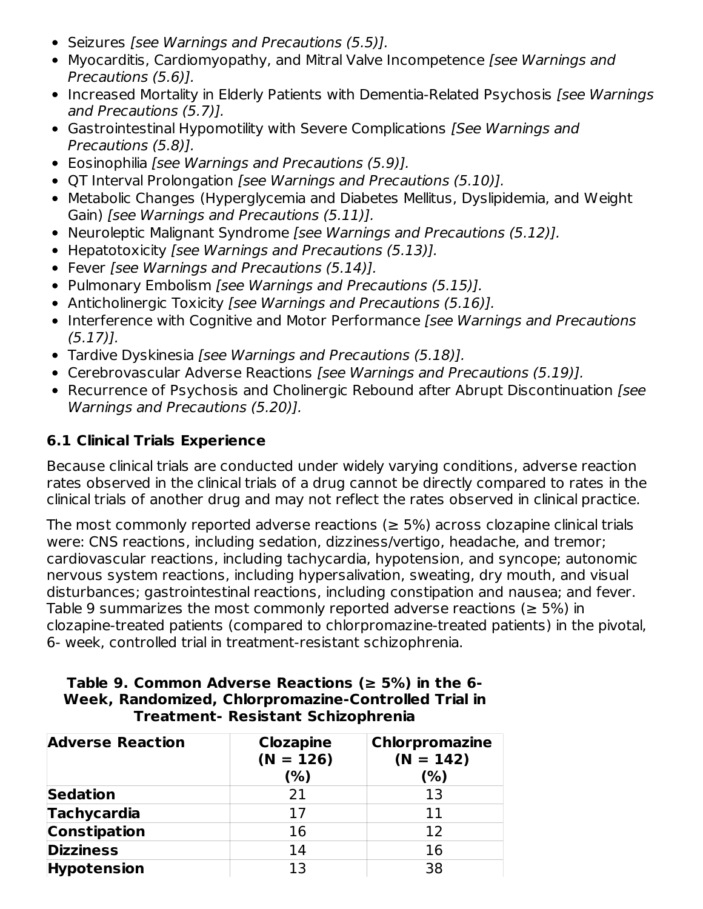- Seizures *[see Warnings and Precautions (5.5)].*
- Myocarditis, Cardiomyopathy, and Mitral Valve Incompetence *[see Warnings and Precautions (5.6)].*
- Increased Mortality in Elderly Patients with Dementia-Related Psychosis *[see Warnings and Precautions (5.7)].*
- Gastrointestinal Hypomotility with Severe Complications *[See Warnings and Precautions (5.8)].*
- Eosinophilia *[see Warnings and Precautions (5.9)].*
- QT Interval Prolongation *[see Warnings and Precautions (5.10)].*
- Metabolic Changes (Hyperglycemia and Diabetes Mellitus, Dyslipidemia, and Weight Gain) *[see Warnings and Precautions (5.11)].*
- Neuroleptic Malignant Syndrome *[see Warnings and Precautions (5.12)].*
- Hepatotoxicity *[see Warnings and Precautions (5.13)].*
- Fever *[see Warnings and Precautions (5.14)].*
- Pulmonary Embolism *[see Warnings and Precautions (5.15)].*
- Anticholinergic Toxicity *[see Warnings and Precautions (5.16)].*
- Interference with Cognitive and Motor Performance *[see Warnings and Precautions (5.17)].*
- Tardive Dyskinesia *[see Warnings and Precautions (5.18)].*
- Cerebrovascular Adverse Reactions *[see Warnings and Precautions (5.19)].*
- Recurrence of Psychosis and Cholinergic Rebound after Abrupt Discontinuation *[see Warnings and Precautions (5.20)].*

### 6.1 Clinical Trials Experience

Because clinical trials are conducted under widely varying conditions, adverse reaction rates observed in the clinical trials of a drug cannot be directly compared to rates in the clinical trials of another drug and may not reflect the rates observed in clinical practice.

The most commonly reported adverse reactions (≥ 5%) across clozapine clinical trials were: CNS reactions, including sedation, dizziness/vertigo, headache, and tremor; cardiovascular reactions, including tachycardia, hypotension, and syncope; autonomic nervous system reactions, including hypersalivation, sweating, dry mouth, and visual disturbances; gastrointestinal reactions, including constipation and nausea; and fever. Table 9 summarizes the most commonly reported adverse reactions (≥ 5%) in clozapine-treated patients (compared to chlorpromazine-treated patients) in the pivotal, 6- week, controlled trial in treatment-resistant schizophrenia.

**Table 9. Common Adverse Reactions (≥ 5%) in the 6-Week, Randomized, Chlorpromazine-Controlled Trial in Treatment- Resistant Schizophrenia**

| Adverse Reaction | Clozapine (N = 126) (%) | Chlorpromazine (N = 142) (%) |
|---|---|---|
| **Sedation** | 21 | 13 |
| **Tachycardia** | 17 | 11 |
| **Constipation** | 16 | 12 |
| **Dizziness** | 14 | 16 |
| **Hypotension** | 13 | 38 |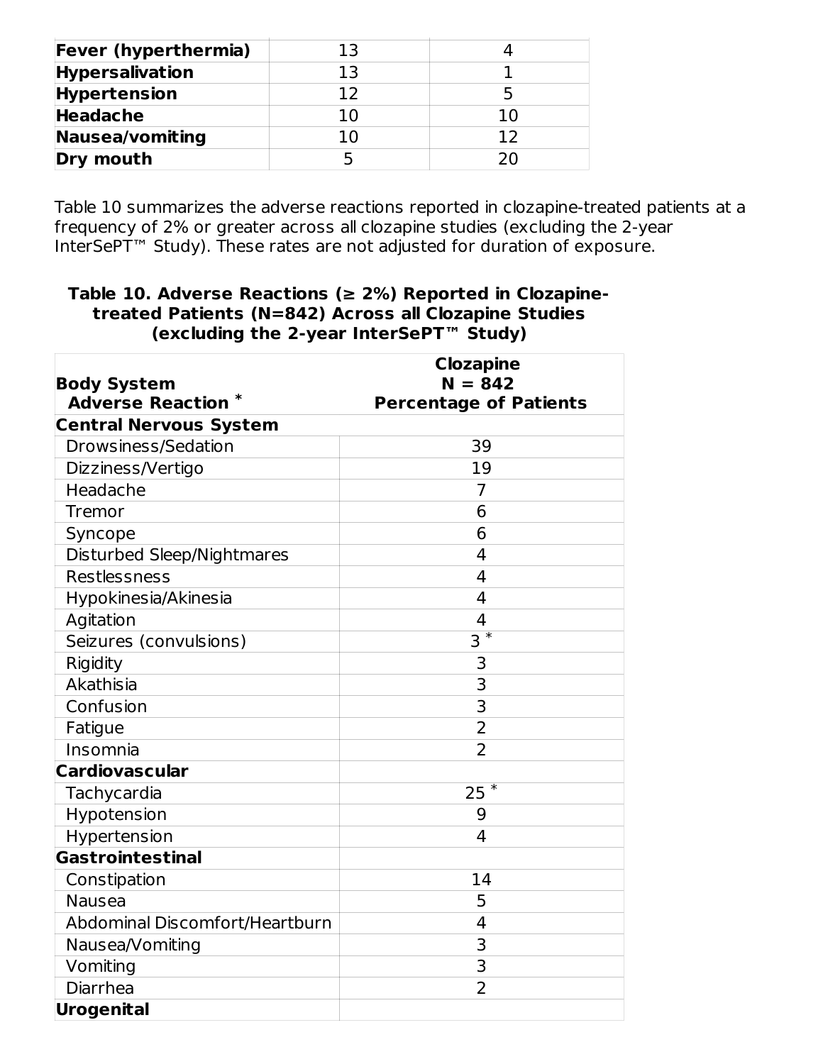| Fever (hyperthermia) | 13 | 4 |
|---|---|---|
| Hypersalivation | 13 | 1 |
| Hypertension | 12 | 5 |
| Headache | 10 | 10 |
| Nausea/vomiting | 10 | 12 |
| Dry mouth | 5 | 20 |

Table 10 summarizes the adverse reactions reported in clozapine-treated patients at a frequency of 2% or greater across all clozapine studies (excluding the 2-year InterSePT™ Study). These rates are not adjusted for duration of exposure.

**Table 10. Adverse Reactions (≥ 2%) Reported in Clozapine-treated Patients (N=842) Across all Clozapine Studies (excluding the 2-year InterSePT™ Study)**

| Body System<br>Adverse Reaction * | Clozapine<br>N = 842<br>Percentage of Patients |
|---|---|
| **Central Nervous System** | |
| Drowsiness/Sedation | 39 |
| Dizziness/Vertigo | 19 |
| Headache | 7 |
| Tremor | 6 |
| Syncope | 6 |
| Disturbed Sleep/Nightmares | 4 |
| Restlessness | 4 |
| Hypokinesia/Akinesia | 4 |
| Agitation | 4 |
| Seizures (convulsions) | 3 * |
| Rigidity | 3 |
| Akathisia | 3 |
| Confusion | 3 |
| Fatigue | 2 |
| Insomnia | 2 |
| **Cardiovascular** | |
| Tachycardia | 25 * |
| Hypotension | 9 |
| Hypertension | 4 |
| **Gastrointestinal** | |
| Constipation | 14 |
| Nausea | 5 |
| Abdominal Discomfort/Heartburn | 4 |
| Nausea/Vomiting | 3 |
| Vomiting | 3 |
| Diarrhea | 2 |
| **Urogenital** | |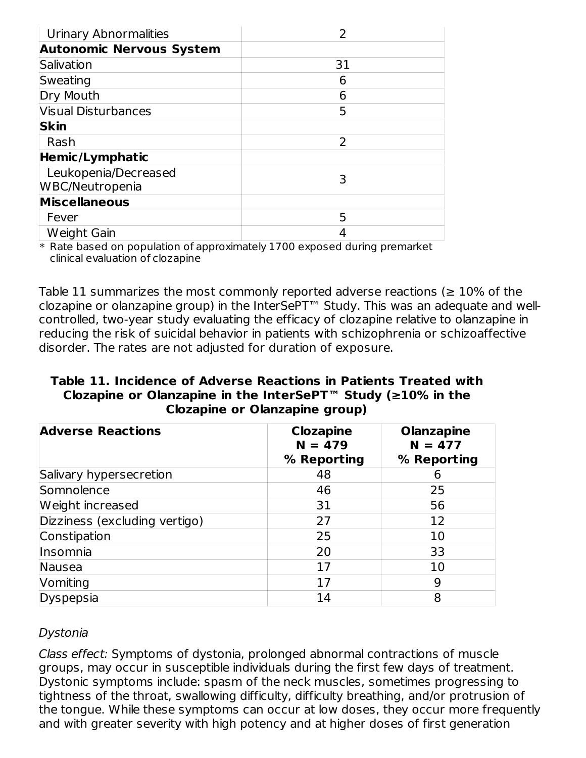| | |
|---|---|
| Urinary Abnormalities | 2 |
| **Autonomic Nervous System** | |
| Salivation | 31 |
| Sweating | 6 |
| Dry Mouth | 6 |
| Visual Disturbances | 5 |
| **Skin** | |
| Rash | 2 |
| **Hemic/Lymphatic** | |
| Leukopenia/Decreased WBC/Neutropenia | 3 |
| **Miscellaneous** | |
| Fever | 5 |
| Weight Gain | 4 |

\* Rate based on population of approximately 1700 exposed during premarket clinical evaluation of clozapine

Table 11 summarizes the most commonly reported adverse reactions (≥ 10% of the clozapine or olanzapine group) in the InterSePT™ Study. This was an adequate and well-controlled, two-year study evaluating the efficacy of clozapine relative to olanzapine in reducing the risk of suicidal behavior in patients with schizophrenia or schizoaffective disorder. The rates are not adjusted for duration of exposure.

**Table 11. Incidence of Adverse Reactions in Patients Treated with Clozapine or Olanzapine in the InterSePT™ Study (≥10% in the Clozapine or Olanzapine group)**

| Adverse Reactions | Clozapine N = 479 % Reporting | Olanzapine N = 477 % Reporting |
|---|---|---|
| Salivary hypersecretion | 48 | 6 |
| Somnolence | 46 | 25 |
| Weight increased | 31 | 56 |
| Dizziness (excluding vertigo) | 27 | 12 |
| Constipation | 25 | 10 |
| Insomnia | 20 | 33 |
| Nausea | 17 | 10 |
| Vomiting | 17 | 9 |
| Dyspepsia | 14 | 8 |

Dystonia

*Class effect:* Symptoms of dystonia, prolonged abnormal contractions of muscle groups, may occur in susceptible individuals during the first few days of treatment. Dystonic symptoms include: spasm of the neck muscles, sometimes progressing to tightness of the throat, swallowing difficulty, difficulty breathing, and/or protrusion of the tongue. While these symptoms can occur at low doses, they occur more frequently and with greater severity with high potency and at higher doses of first generation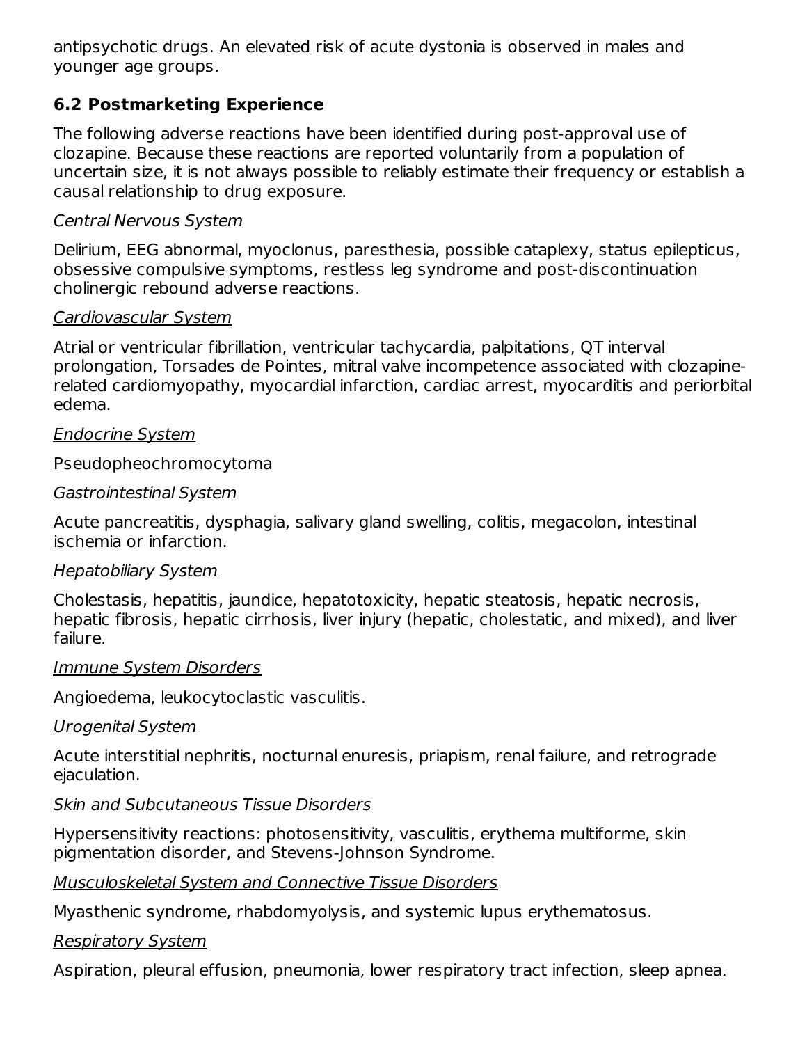antipsychotic drugs. An elevated risk of acute dystonia is observed in males and younger age groups.

### 6.2 Postmarketing Experience

The following adverse reactions have been identified during post-approval use of clozapine. Because these reactions are reported voluntarily from a population of uncertain size, it is not always possible to reliably estimate their frequency or establish a causal relationship to drug exposure.

*Central Nervous System*

Delirium, EEG abnormal, myoclonus, paresthesia, possible cataplexy, status epilepticus, obsessive compulsive symptoms, restless leg syndrome and post-discontinuation cholinergic rebound adverse reactions.

*Cardiovascular System*

Atrial or ventricular fibrillation, ventricular tachycardia, palpitations, QT interval prolongation, Torsades de Pointes, mitral valve incompetence associated with clozapine-related cardiomyopathy, myocardial infarction, cardiac arrest, myocarditis and periorbital edema.

*Endocrine System*

Pseudopheochromocytoma

*Gastrointestinal System*

Acute pancreatitis, dysphagia, salivary gland swelling, colitis, megacolon, intestinal ischemia or infarction.

*Hepatobiliary System*

Cholestasis, hepatitis, jaundice, hepatotoxicity, hepatic steatosis, hepatic necrosis, hepatic fibrosis, hepatic cirrhosis, liver injury (hepatic, cholestatic, and mixed), and liver failure.

*Immune System Disorders*

Angioedema, leukocytoclastic vasculitis.

*Urogenital System*

Acute interstitial nephritis, nocturnal enuresis, priapism, renal failure, and retrograde ejaculation.

*Skin and Subcutaneous Tissue Disorders*

Hypersensitivity reactions: photosensitivity, vasculitis, erythema multiforme, skin pigmentation disorder, and Stevens-Johnson Syndrome.

*Musculoskeletal System and Connective Tissue Disorders*

Myasthenic syndrome, rhabdomyolysis, and systemic lupus erythematosus.

*Respiratory System*

Aspiration, pleural effusion, pneumonia, lower respiratory tract infection, sleep apnea.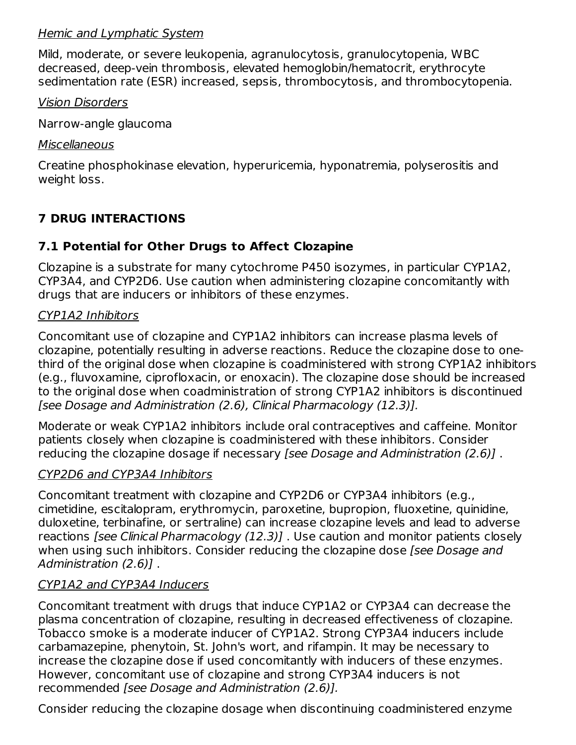*Hemic and Lymphatic System*

Mild, moderate, or severe leukopenia, agranulocytosis, granulocytopenia, WBC decreased, deep-vein thrombosis, elevated hemoglobin/hematocrit, erythrocyte sedimentation rate (ESR) increased, sepsis, thrombocytosis, and thrombocytopenia.

*Vision Disorders*

Narrow-angle glaucoma

*Miscellaneous*

Creatine phosphokinase elevation, hyperuricemia, hyponatremia, polyserositis and weight loss.

## 7 DRUG INTERACTIONS

### 7.1 Potential for Other Drugs to Affect Clozapine

Clozapine is a substrate for many cytochrome P450 isozymes, in particular CYP1A2, CYP3A4, and CYP2D6. Use caution when administering clozapine concomitantly with drugs that are inducers or inhibitors of these enzymes.

*CYP1A2 Inhibitors*

Concomitant use of clozapine and CYP1A2 inhibitors can increase plasma levels of clozapine, potentially resulting in adverse reactions. Reduce the clozapine dose to one-third of the original dose when clozapine is coadministered with strong CYP1A2 inhibitors (e.g., fluvoxamine, ciprofloxacin, or enoxacin). The clozapine dose should be increased to the original dose when coadministration of strong CYP1A2 inhibitors is discontinued *[see Dosage and Administration (2.6), Clinical Pharmacology (12.3)].*

Moderate or weak CYP1A2 inhibitors include oral contraceptives and caffeine. Monitor patients closely when clozapine is coadministered with these inhibitors. Consider reducing the clozapine dosage if necessary *[see Dosage and Administration (2.6)]* .

*CYP2D6 and CYP3A4 Inhibitors*

Concomitant treatment with clozapine and CYP2D6 or CYP3A4 inhibitors (e.g., cimetidine, escitalopram, erythromycin, paroxetine, bupropion, fluoxetine, quinidine, duloxetine, terbinafine, or sertraline) can increase clozapine levels and lead to adverse reactions *[see Clinical Pharmacology (12.3)]* . Use caution and monitor patients closely when using such inhibitors. Consider reducing the clozapine dose *[see Dosage and Administration (2.6)]* .

*CYP1A2 and CYP3A4 Inducers*

Concomitant treatment with drugs that induce CYP1A2 or CYP3A4 can decrease the plasma concentration of clozapine, resulting in decreased effectiveness of clozapine. Tobacco smoke is a moderate inducer of CYP1A2. Strong CYP3A4 inducers include carbamazepine, phenytoin, St. John's wort, and rifampin. It may be necessary to increase the clozapine dose if used concomitantly with inducers of these enzymes. However, concomitant use of clozapine and strong CYP3A4 inducers is not recommended *[see Dosage and Administration (2.6)].*

Consider reducing the clozapine dosage when discontinuing coadministered enzyme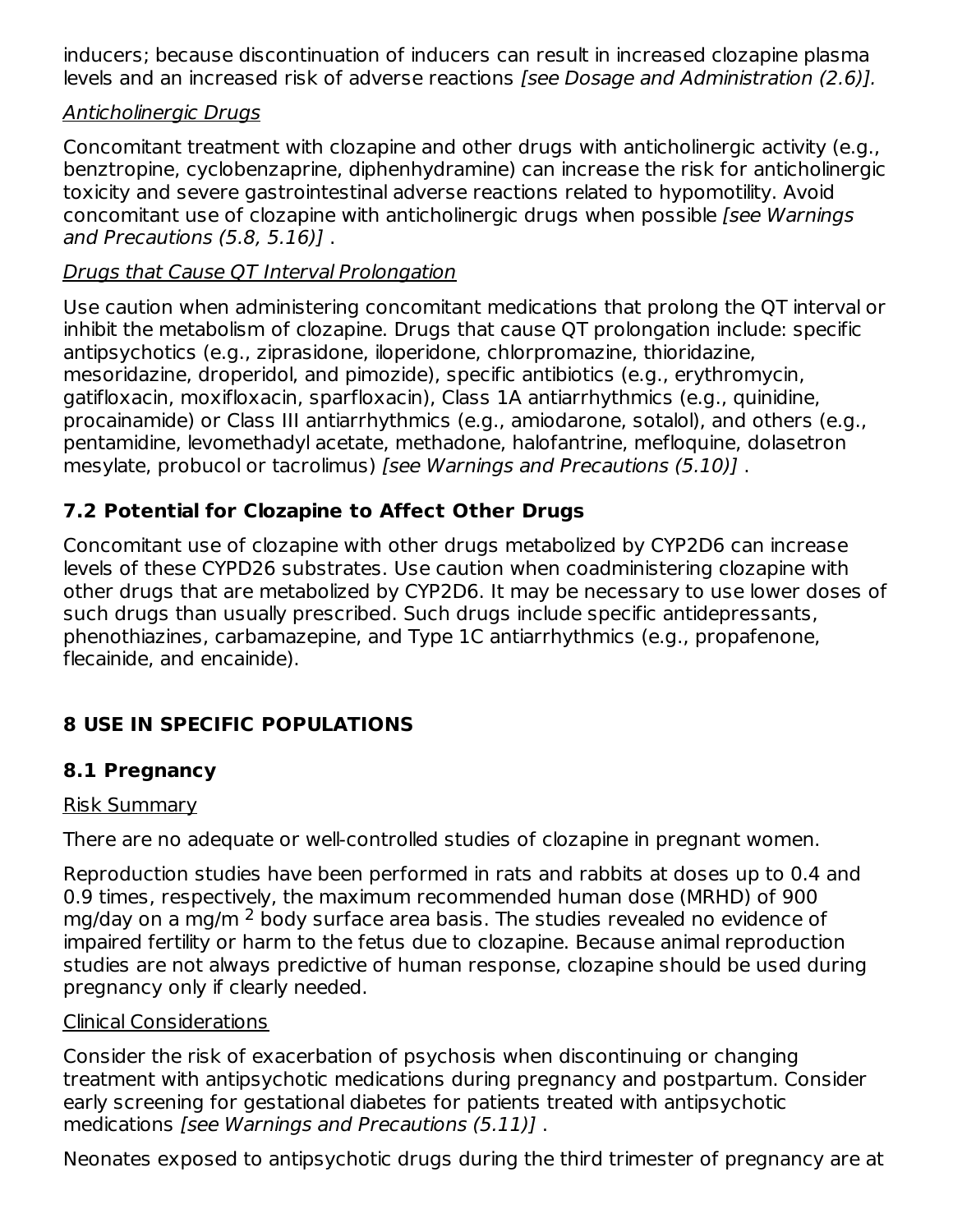inducers; because discontinuation of inducers can result in increased clozapine plasma levels and an increased risk of adverse reactions *[see Dosage and Administration (2.6)].*

Anticholinergic Drugs

Concomitant treatment with clozapine and other drugs with anticholinergic activity (e.g., benztropine, cyclobenzaprine, diphenhydramine) can increase the risk for anticholinergic toxicity and severe gastrointestinal adverse reactions related to hypomotility. Avoid concomitant use of clozapine with anticholinergic drugs when possible *[see Warnings and Precautions (5.8, 5.16)]* .

Drugs that Cause QT Interval Prolongation

Use caution when administering concomitant medications that prolong the QT interval or inhibit the metabolism of clozapine. Drugs that cause QT prolongation include: specific antipsychotics (e.g., ziprasidone, iloperidone, chlorpromazine, thioridazine, mesoridazine, droperidol, and pimozide), specific antibiotics (e.g., erythromycin, gatifloxacin, moxifloxacin, sparfloxacin), Class 1A antiarrhythmics (e.g., quinidine, procainamide) or Class III antiarrhythmics (e.g., amiodarone, sotalol), and others (e.g., pentamidine, levomethadyl acetate, methadone, halofantrine, mefloquine, dolasetron mesylate, probucol or tacrolimus) *[see Warnings and Precautions (5.10)]* .

### 7.2 Potential for Clozapine to Affect Other Drugs

Concomitant use of clozapine with other drugs metabolized by CYP2D6 can increase levels of these CYPD26 substrates. Use caution when coadministering clozapine with other drugs that are metabolized by CYP2D6. It may be necessary to use lower doses of such drugs than usually prescribed. Such drugs include specific antidepressants, phenothiazines, carbamazepine, and Type 1C antiarrhythmics (e.g., propafenone, flecainide, and encainide).

## 8 USE IN SPECIFIC POPULATIONS

### 8.1 Pregnancy

Risk Summary

There are no adequate or well-controlled studies of clozapine in pregnant women.

Reproduction studies have been performed in rats and rabbits at doses up to 0.4 and 0.9 times, respectively, the maximum recommended human dose (MRHD) of 900 mg/day on a mg/m $^2$ body surface area basis. The studies revealed no evidence of impaired fertility or harm to the fetus due to clozapine. Because animal reproduction studies are not always predictive of human response, clozapine should be used during pregnancy only if clearly needed.

Clinical Considerations

Consider the risk of exacerbation of psychosis when discontinuing or changing treatment with antipsychotic medications during pregnancy and postpartum. Consider early screening for gestational diabetes for patients treated with antipsychotic medications *[see Warnings and Precautions (5.11)]* .

Neonates exposed to antipsychotic drugs during the third trimester of pregnancy are at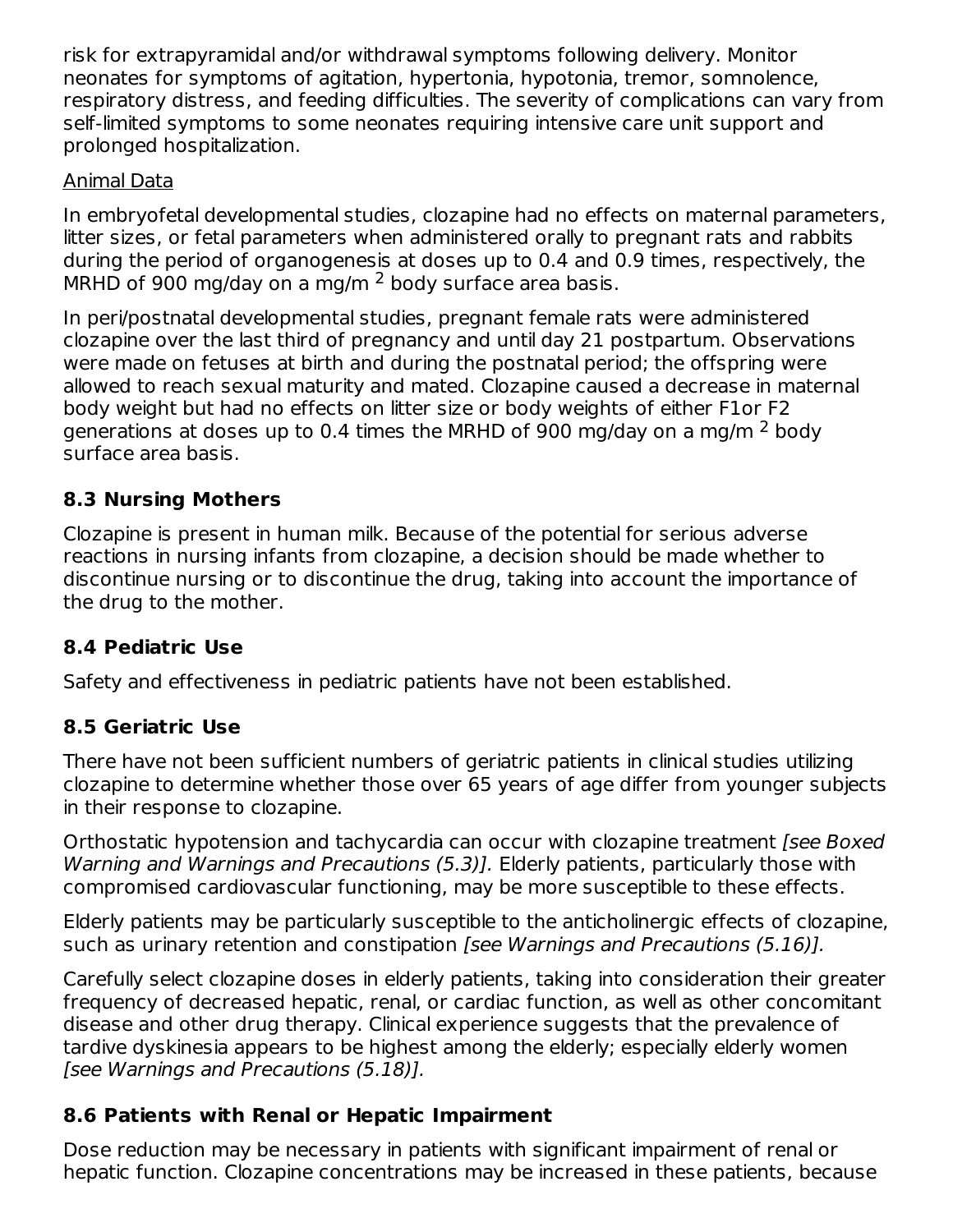risk for extrapyramidal and/or withdrawal symptoms following delivery. Monitor neonates for symptoms of agitation, hypertonia, hypotonia, tremor, somnolence, respiratory distress, and feeding difficulties. The severity of complications can vary from self-limited symptoms to some neonates requiring intensive care unit support and prolonged hospitalization.

Animal Data

In embryofetal developmental studies, clozapine had no effects on maternal parameters, litter sizes, or fetal parameters when administered orally to pregnant rats and rabbits during the period of organogenesis at doses up to 0.4 and 0.9 times, respectively, the MRHD of 900 mg/day on a mg/m $^2$ body surface area basis.

In peri/postnatal developmental studies, pregnant female rats were administered clozapine over the last third of pregnancy and until day 21 postpartum. Observations were made on fetuses at birth and during the postnatal period; the offspring were allowed to reach sexual maturity and mated. Clozapine caused a decrease in maternal body weight but had no effects on litter size or body weights of either F1or F2 generations at doses up to 0.4 times the MRHD of 900 mg/day on a mg/m $^2$ body surface area basis.

### 8.3 Nursing Mothers

Clozapine is present in human milk. Because of the potential for serious adverse reactions in nursing infants from clozapine, a decision should be made whether to discontinue nursing or to discontinue the drug, taking into account the importance of the drug to the mother.

### 8.4 Pediatric Use

Safety and effectiveness in pediatric patients have not been established.

### 8.5 Geriatric Use

There have not been sufficient numbers of geriatric patients in clinical studies utilizing clozapine to determine whether those over 65 years of age differ from younger subjects in their response to clozapine.

Orthostatic hypotension and tachycardia can occur with clozapine treatment *[see Boxed Warning and Warnings and Precautions (5.3)].* Elderly patients, particularly those with compromised cardiovascular functioning, may be more susceptible to these effects.

Elderly patients may be particularly susceptible to the anticholinergic effects of clozapine, such as urinary retention and constipation *[see Warnings and Precautions (5.16)].*

Carefully select clozapine doses in elderly patients, taking into consideration their greater frequency of decreased hepatic, renal, or cardiac function, as well as other concomitant disease and other drug therapy. Clinical experience suggests that the prevalence of tardive dyskinesia appears to be highest among the elderly; especially elderly women *[see Warnings and Precautions (5.18)].*

### 8.6 Patients with Renal or Hepatic Impairment

Dose reduction may be necessary in patients with significant impairment of renal or hepatic function. Clozapine concentrations may be increased in these patients, because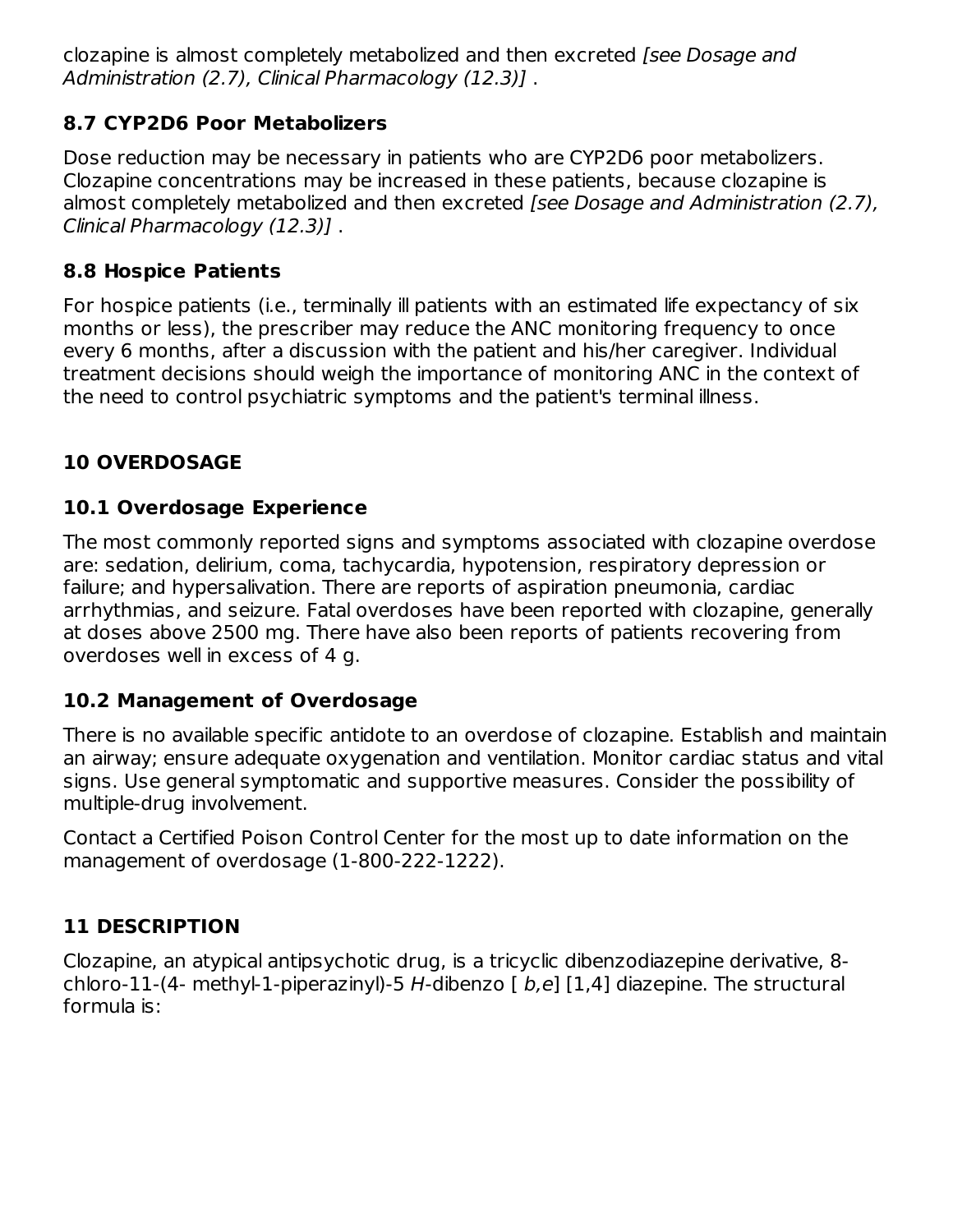clozapine is almost completely metabolized and then excreted *[see Dosage and Administration (2.7), Clinical Pharmacology (12.3)]* .

### 8.7 CYP2D6 Poor Metabolizers

Dose reduction may be necessary in patients who are CYP2D6 poor metabolizers. Clozapine concentrations may be increased in these patients, because clozapine is almost completely metabolized and then excreted *[see Dosage and Administration (2.7), Clinical Pharmacology (12.3)]* .

### 8.8 Hospice Patients

For hospice patients (i.e., terminally ill patients with an estimated life expectancy of six months or less), the prescriber may reduce the ANC monitoring frequency to once every 6 months, after a discussion with the patient and his/her caregiver. Individual treatment decisions should weigh the importance of monitoring ANC in the context of the need to control psychiatric symptoms and the patient's terminal illness.

## 10 OVERDOSAGE

### 10.1 Overdosage Experience

The most commonly reported signs and symptoms associated with clozapine overdose are: sedation, delirium, coma, tachycardia, hypotension, respiratory depression or failure; and hypersalivation. There are reports of aspiration pneumonia, cardiac arrhythmias, and seizure. Fatal overdoses have been reported with clozapine, generally at doses above 2500 mg. There have also been reports of patients recovering from overdoses well in excess of 4 g.

### 10.2 Management of Overdosage

There is no available specific antidote to an overdose of clozapine. Establish and maintain an airway; ensure adequate oxygenation and ventilation. Monitor cardiac status and vital signs. Use general symptomatic and supportive measures. Consider the possibility of multiple-drug involvement.

Contact a Certified Poison Control Center for the most up to date information on the management of overdosage (1-800-222-1222).

## 11 DESCRIPTION

Clozapine, an atypical antipsychotic drug, is a tricyclic dibenzodiazepine derivative, 8-chloro-11-(4- methyl-1-piperazinyl)-5 *H*-dibenzo [ *b,e*] [1,4] diazepine. The structural formula is: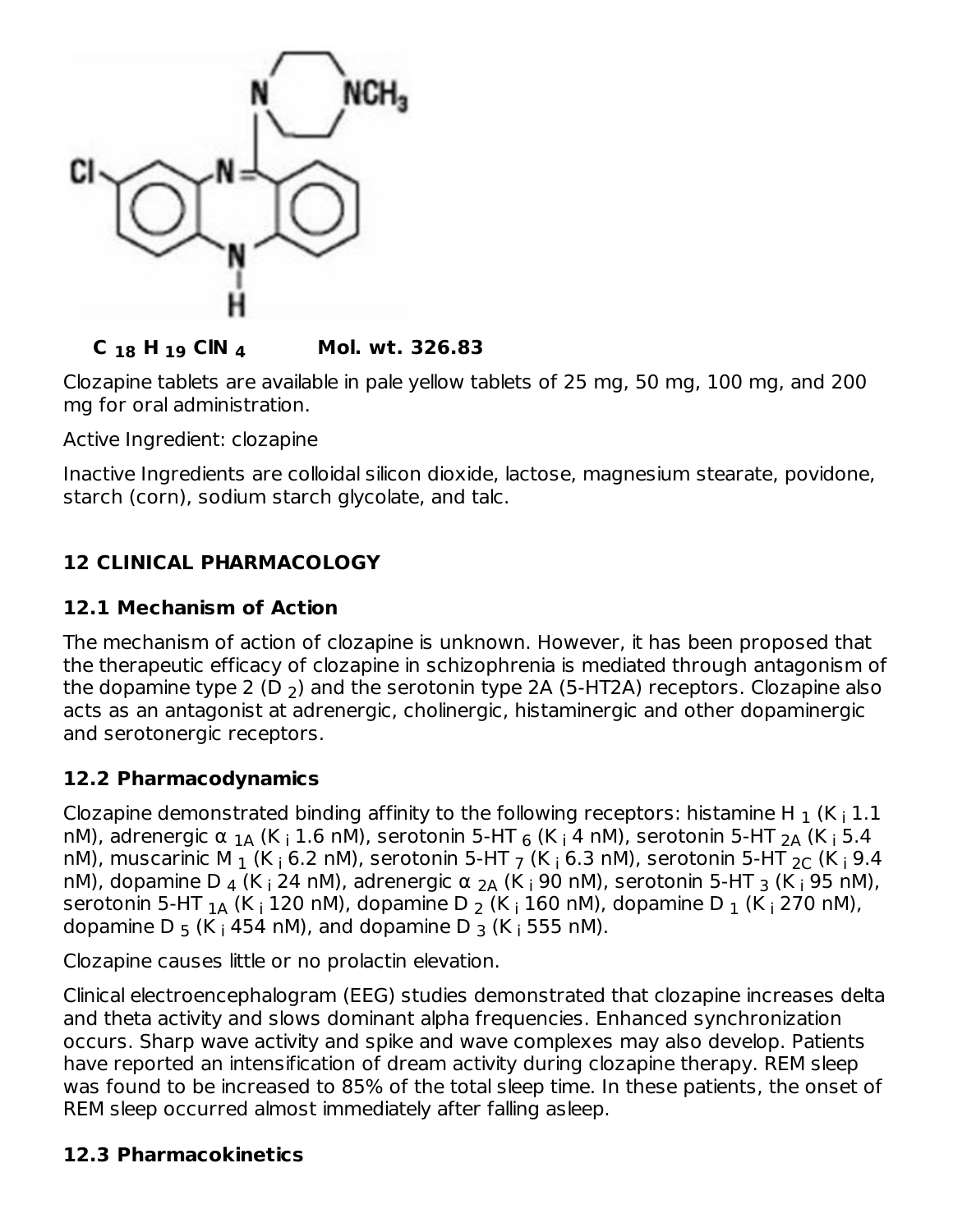$C_{18}H_{19}ClN_4$ Mol. wt. 326.83

Clozapine tablets are available in pale yellow tablets of 25 mg, 50 mg, 100 mg, and 200 mg for oral administration.

Active Ingredient: clozapine

Inactive Ingredients are colloidal silicon dioxide, lactose, magnesium stearate, povidone, starch (corn), sodium starch glycolate, and talc.

## 12 CLINICAL PHARMACOLOGY

### 12.1 Mechanism of Action

The mechanism of action of clozapine is unknown. However, it has been proposed that the therapeutic efficacy of clozapine in schizophrenia is mediated through antagonism of the dopamine type 2 ($D_2$) and the serotonin type 2A (5-HT2A) receptors. Clozapine also acts as an antagonist at adrenergic, cholinergic, histaminergic and other dopaminergic and serotonergic receptors.

### 12.2 Pharmacodynamics

Clozapine demonstrated binding affinity to the following receptors: histamine $H_1$ ($K_i$ 1.1 nM), adrenergic $\alpha_{1A}$ ($K_i$ 1.6 nM), serotonin $5\text{-}HT_6$ ($K_i$ 4 nM), serotonin $5\text{-}HT_{2A}$ ($K_i$ 5.4 nM), muscarinic $M_1$ ($K_i$ 6.2 nM), serotonin $5\text{-}HT_7$ ($K_i$ 6.3 nM), serotonin $5\text{-}HT_{2C}$ ($K_i$ 9.4 nM), dopamine $D_4$ ($K_i$ 24 nM), adrenergic $\alpha_{2A}$ ($K_i$ 90 nM), serotonin $5\text{-}HT_3$ ($K_i$ 95 nM), serotonin $5\text{-}HT_{1A}$ ($K_i$ 120 nM), dopamine $D_2$ ($K_i$ 160 nM), dopamine $D_1$ ($K_i$ 270 nM), dopamine $D_5$ ($K_i$ 454 nM), and dopamine $D_3$ ($K_i$ 555 nM).

Clozapine causes little or no prolactin elevation.

Clinical electroencephalogram (EEG) studies demonstrated that clozapine increases delta and theta activity and slows dominant alpha frequencies. Enhanced synchronization occurs. Sharp wave activity and spike and wave complexes may also develop. Patients have reported an intensification of dream activity during clozapine therapy. REM sleep was found to be increased to 85% of the total sleep time. In these patients, the onset of REM sleep occurred almost immediately after falling asleep.

### 12.3 Pharmacokinetics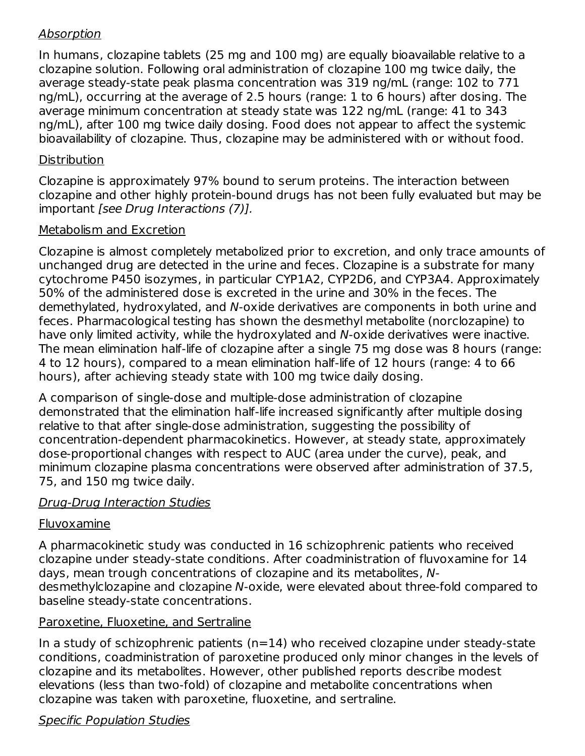*Absorption*

In humans, clozapine tablets (25 mg and 100 mg) are equally bioavailable relative to a clozapine solution. Following oral administration of clozapine 100 mg twice daily, the average steady-state peak plasma concentration was 319 ng/mL (range: 102 to 771 ng/mL), occurring at the average of 2.5 hours (range: 1 to 6 hours) after dosing. The average minimum concentration at steady state was 122 ng/mL (range: 41 to 343 ng/mL), after 100 mg twice daily dosing. Food does not appear to affect the systemic bioavailability of clozapine. Thus, clozapine may be administered with or without food.

Distribution

Clozapine is approximately 97% bound to serum proteins. The interaction between clozapine and other highly protein-bound drugs has not been fully evaluated but may be important *[see Drug Interactions (7)]*.

Metabolism and Excretion

Clozapine is almost completely metabolized prior to excretion, and only trace amounts of unchanged drug are detected in the urine and feces. Clozapine is a substrate for many cytochrome P450 isozymes, in particular CYP1A2, CYP2D6, and CYP3A4. Approximately 50% of the administered dose is excreted in the urine and 30% in the feces. The demethylated, hydroxylated, and *N*-oxide derivatives are components in both urine and feces. Pharmacological testing has shown the desmethyl metabolite (norclozapine) to have only limited activity, while the hydroxylated and *N*-oxide derivatives were inactive. The mean elimination half-life of clozapine after a single 75 mg dose was 8 hours (range: 4 to 12 hours), compared to a mean elimination half-life of 12 hours (range: 4 to 66 hours), after achieving steady state with 100 mg twice daily dosing.

A comparison of single-dose and multiple-dose administration of clozapine demonstrated that the elimination half-life increased significantly after multiple dosing relative to that after single-dose administration, suggesting the possibility of concentration-dependent pharmacokinetics. However, at steady state, approximately dose-proportional changes with respect to AUC (area under the curve), peak, and minimum clozapine plasma concentrations were observed after administration of 37.5, 75, and 150 mg twice daily.

*Drug-Drug Interaction Studies*

Fluvoxamine

A pharmacokinetic study was conducted in 16 schizophrenic patients who received clozapine under steady-state conditions. After coadministration of fluvoxamine for 14 days, mean trough concentrations of clozapine and its metabolites, *N*-desmethylclozapine and clozapine *N*-oxide, were elevated about three-fold compared to baseline steady-state concentrations.

Paroxetine, Fluoxetine, and Sertraline

In a study of schizophrenic patients (n=14) who received clozapine under steady-state conditions, coadministration of paroxetine produced only minor changes in the levels of clozapine and its metabolites. However, other published reports describe modest elevations (less than two-fold) of clozapine and metabolite concentrations when clozapine was taken with paroxetine, fluoxetine, and sertraline.

*Specific Population Studies*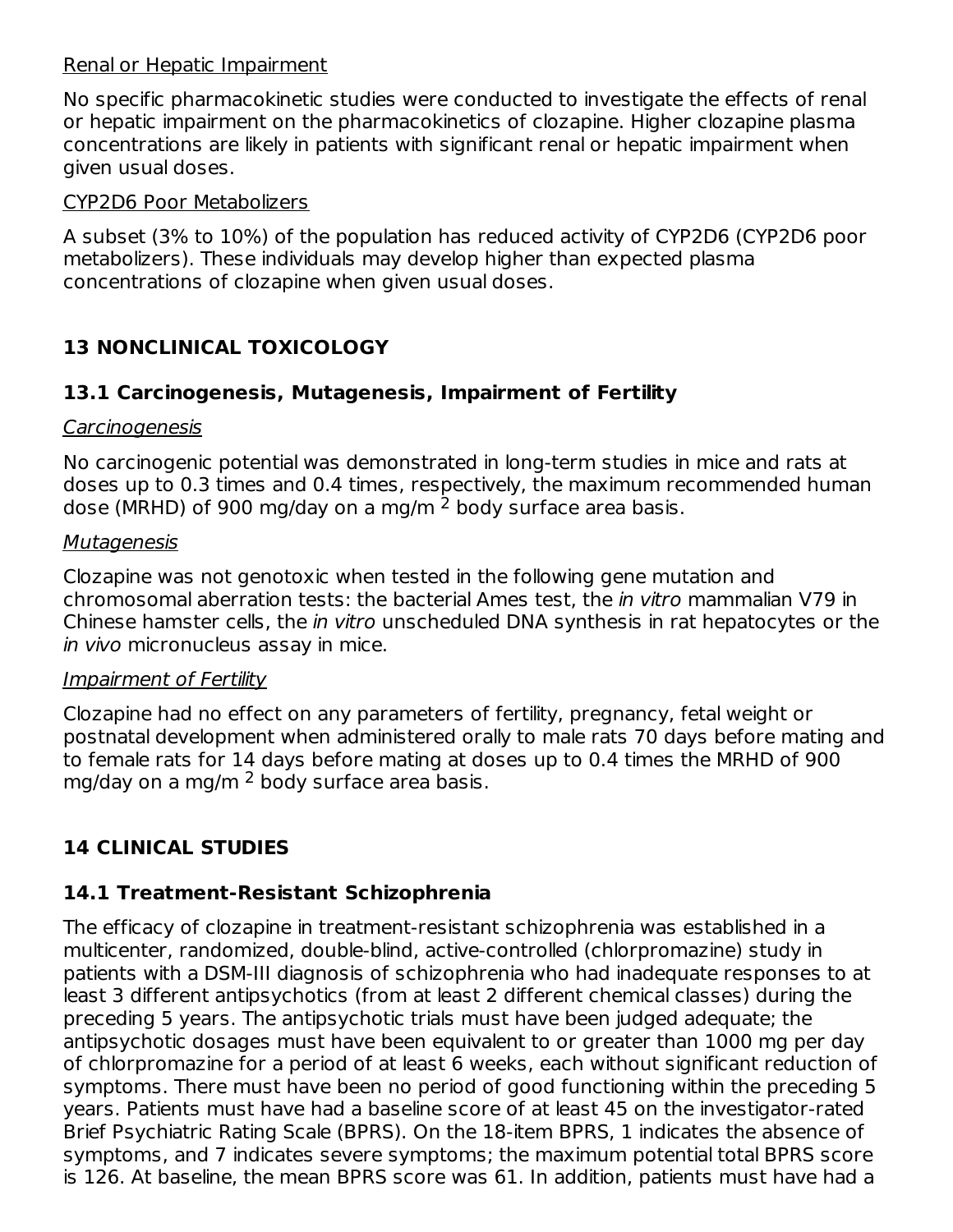Renal or Hepatic Impairment

No specific pharmacokinetic studies were conducted to investigate the effects of renal or hepatic impairment on the pharmacokinetics of clozapine. Higher clozapine plasma concentrations are likely in patients with significant renal or hepatic impairment when given usual doses.

CYP2D6 Poor Metabolizers

A subset (3% to 10%) of the population has reduced activity of CYP2D6 (CYP2D6 poor metabolizers). These individuals may develop higher than expected plasma concentrations of clozapine when given usual doses.

## 13 NONCLINICAL TOXICOLOGY

### 13.1 Carcinogenesis, Mutagenesis, Impairment of Fertility

*Carcinogenesis*

No carcinogenic potential was demonstrated in long-term studies in mice and rats at doses up to 0.3 times and 0.4 times, respectively, the maximum recommended human dose (MRHD) of 900 mg/day on a mg/m $^2$ body surface area basis.

*Mutagenesis*

Clozapine was not genotoxic when tested in the following gene mutation and chromosomal aberration tests: the bacterial Ames test, the *in vitro* mammalian V79 in Chinese hamster cells, the *in vitro* unscheduled DNA synthesis in rat hepatocytes or the *in vivo* micronucleus assay in mice.

*Impairment of Fertility*

Clozapine had no effect on any parameters of fertility, pregnancy, fetal weight or postnatal development when administered orally to male rats 70 days before mating and to female rats for 14 days before mating at doses up to 0.4 times the MRHD of 900 mg/day on a mg/m $^2$ body surface area basis.

## 14 CLINICAL STUDIES

### 14.1 Treatment-Resistant Schizophrenia

The efficacy of clozapine in treatment-resistant schizophrenia was established in a multicenter, randomized, double-blind, active-controlled (chlorpromazine) study in patients with a DSM-III diagnosis of schizophrenia who had inadequate responses to at least 3 different antipsychotics (from at least 2 different chemical classes) during the preceding 5 years. The antipsychotic trials must have been judged adequate; the antipsychotic dosages must have been equivalent to or greater than 1000 mg per day of chlorpromazine for a period of at least 6 weeks, each without significant reduction of symptoms. There must have been no period of good functioning within the preceding 5 years. Patients must have had a baseline score of at least 45 on the investigator-rated Brief Psychiatric Rating Scale (BPRS). On the 18-item BPRS, 1 indicates the absence of symptoms, and 7 indicates severe symptoms; the maximum potential total BPRS score is 126. At baseline, the mean BPRS score was 61. In addition, patients must have had a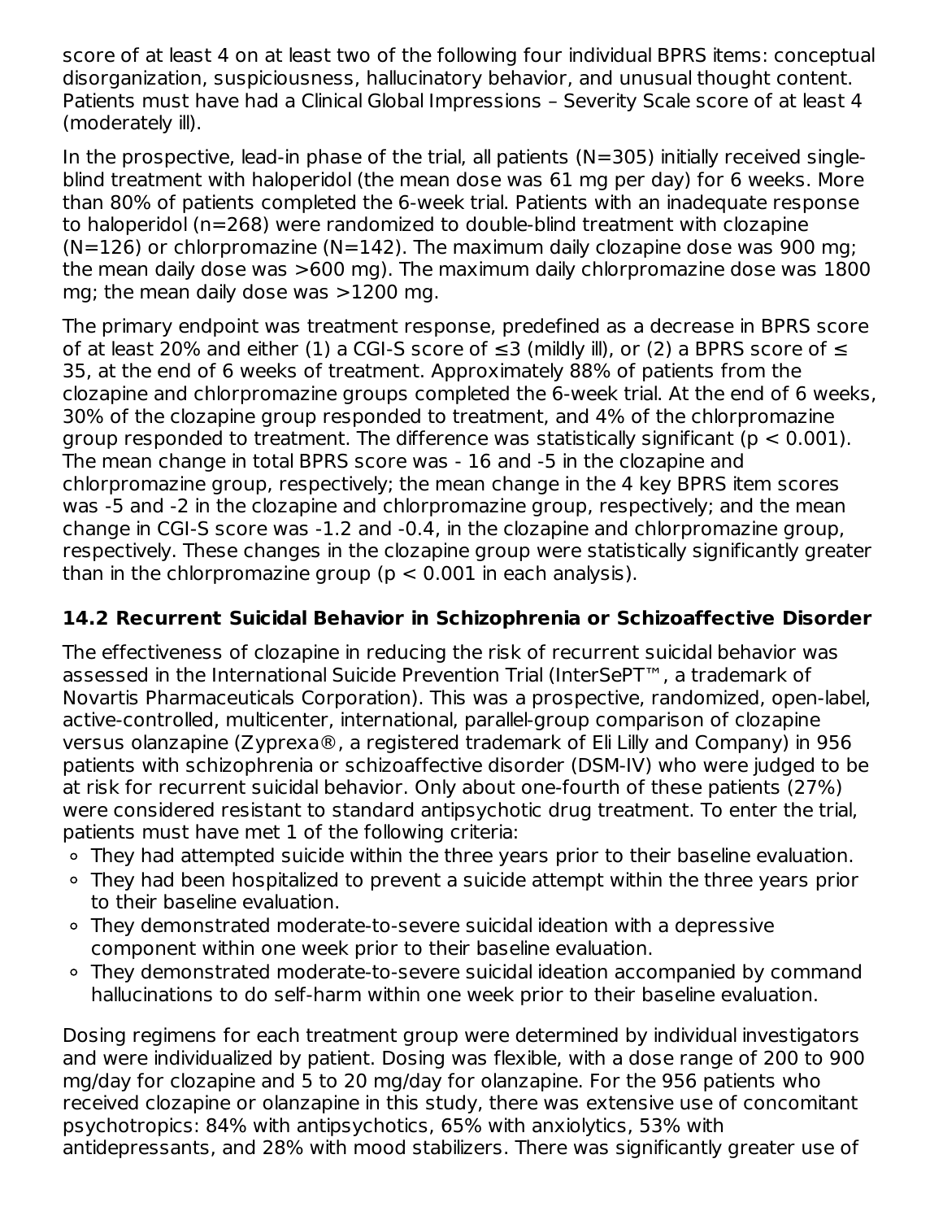score of at least 4 on at least two of the following four individual BPRS items: conceptual disorganization, suspiciousness, hallucinatory behavior, and unusual thought content. Patients must have had a Clinical Global Impressions – Severity Scale score of at least 4 (moderately ill).

In the prospective, lead-in phase of the trial, all patients (N=305) initially received single-blind treatment with haloperidol (the mean dose was 61 mg per day) for 6 weeks. More than 80% of patients completed the 6-week trial. Patients with an inadequate response to haloperidol (n=268) were randomized to double-blind treatment with clozapine (N=126) or chlorpromazine (N=142). The maximum daily clozapine dose was 900 mg; the mean daily dose was >600 mg). The maximum daily chlorpromazine dose was 1800 mg; the mean daily dose was >1200 mg.

The primary endpoint was treatment response, predefined as a decrease in BPRS score of at least 20% and either (1) a CGI-S score of ≤3 (mildly ill), or (2) a BPRS score of ≤ 35, at the end of 6 weeks of treatment. Approximately 88% of patients from the clozapine and chlorpromazine groups completed the 6-week trial. At the end of 6 weeks, 30% of the clozapine group responded to treatment, and 4% of the chlorpromazine group responded to treatment. The difference was statistically significant ($p < 0.001$). The mean change in total BPRS score was - 16 and -5 in the clozapine and chlorpromazine group, respectively; the mean change in the 4 key BPRS item scores was -5 and -2 in the clozapine and chlorpromazine group, respectively; and the mean change in CGI-S score was -1.2 and -0.4, in the clozapine and chlorpromazine group, respectively. These changes in the clozapine group were statistically significantly greater than in the chlorpromazine group ($p < 0.001$ in each analysis).

## 14.2 Recurrent Suicidal Behavior in Schizophrenia or Schizoaffective Disorder

The effectiveness of clozapine in reducing the risk of recurrent suicidal behavior was assessed in the International Suicide Prevention Trial (InterSePT™, a trademark of Novartis Pharmaceuticals Corporation). This was a prospective, randomized, open-label, active-controlled, multicenter, international, parallel-group comparison of clozapine versus olanzapine (Zyprexa®, a registered trademark of Eli Lilly and Company) in 956 patients with schizophrenia or schizoaffective disorder (DSM-IV) who were judged to be at risk for recurrent suicidal behavior. Only about one-fourth of these patients (27%) were considered resistant to standard antipsychotic drug treatment. To enter the trial, patients must have met 1 of the following criteria:

- They had attempted suicide within the three years prior to their baseline evaluation.
- They had been hospitalized to prevent a suicide attempt within the three years prior to their baseline evaluation.
- They demonstrated moderate-to-severe suicidal ideation with a depressive component within one week prior to their baseline evaluation.
- They demonstrated moderate-to-severe suicidal ideation accompanied by command hallucinations to do self-harm within one week prior to their baseline evaluation.

Dosing regimens for each treatment group were determined by individual investigators and were individualized by patient. Dosing was flexible, with a dose range of 200 to 900 mg/day for clozapine and 5 to 20 mg/day for olanzapine. For the 956 patients who received clozapine or olanzapine in this study, there was extensive use of concomitant psychotropics: 84% with antipsychotics, 65% with anxiolytics, 53% with antidepressants, and 28% with mood stabilizers. There was significantly greater use of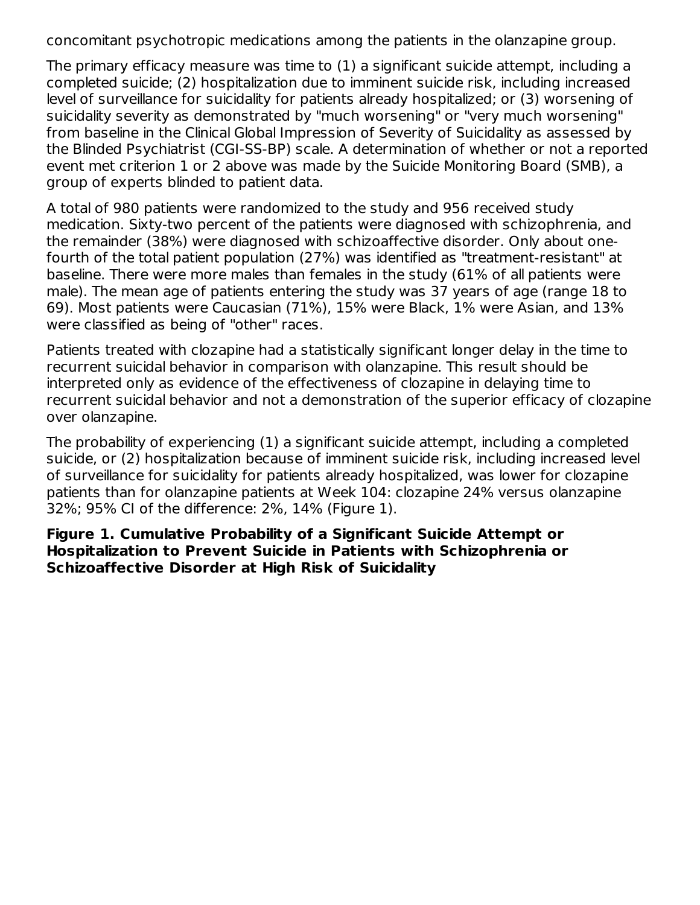concomitant psychotropic medications among the patients in the olanzapine group.

The primary efficacy measure was time to (1) a significant suicide attempt, including a completed suicide; (2) hospitalization due to imminent suicide risk, including increased level of surveillance for suicidality for patients already hospitalized; or (3) worsening of suicidality severity as demonstrated by "much worsening" or "very much worsening" from baseline in the Clinical Global Impression of Severity of Suicidality as assessed by the Blinded Psychiatrist (CGI-SS-BP) scale. A determination of whether or not a reported event met criterion 1 or 2 above was made by the Suicide Monitoring Board (SMB), a group of experts blinded to patient data.

A total of 980 patients were randomized to the study and 956 received study medication. Sixty-two percent of the patients were diagnosed with schizophrenia, and the remainder (38%) were diagnosed with schizoaffective disorder. Only about one-fourth of the total patient population (27%) was identified as "treatment-resistant" at baseline. There were more males than females in the study (61% of all patients were male). The mean age of patients entering the study was 37 years of age (range 18 to 69). Most patients were Caucasian (71%), 15% were Black, 1% were Asian, and 13% were classified as being of "other" races.

Patients treated with clozapine had a statistically significant longer delay in the time to recurrent suicidal behavior in comparison with olanzapine. This result should be interpreted only as evidence of the effectiveness of clozapine in delaying time to recurrent suicidal behavior and not a demonstration of the superior efficacy of clozapine over olanzapine.

The probability of experiencing (1) a significant suicide attempt, including a completed suicide, or (2) hospitalization because of imminent suicide risk, including increased level of surveillance for suicidality for patients already hospitalized, was lower for clozapine patients than for olanzapine patients at Week 104: clozapine 24% versus olanzapine 32%; 95% CI of the difference: 2%, 14% (Figure 1).

**Figure 1. Cumulative Probability of a Significant Suicide Attempt or Hospitalization to Prevent Suicide in Patients with Schizophrenia or Schizoaffective Disorder at High Risk of Suicidality**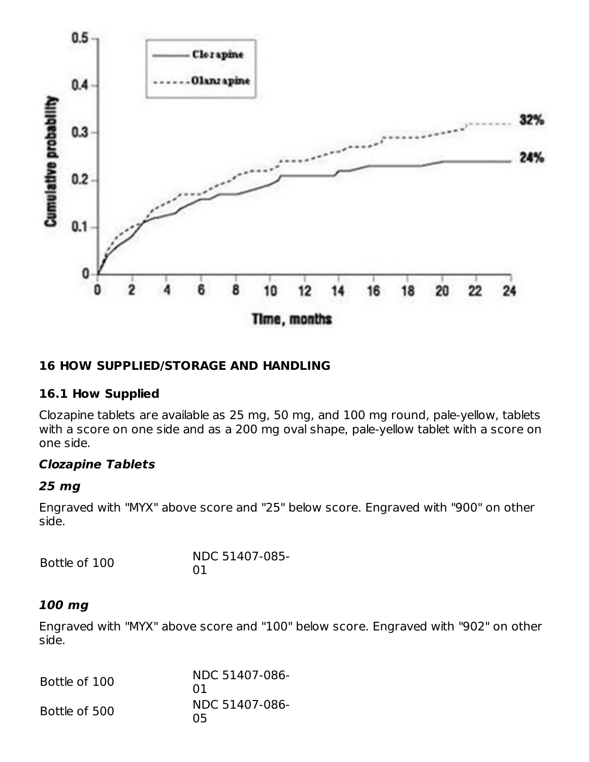## 16 HOW SUPPLIED/STORAGE AND HANDLING

### 16.1 How Supplied

Clozapine tablets are available as 25 mg, 50 mg, and 100 mg round, pale-yellow, tablets with a score on one side and as a 200 mg oval shape, pale-yellow tablet with a score on one side.

***Clozapine Tablets***

***25 mg***

Engraved with "MYX" above score and "25" below score. Engraved with "900" on other side.

| Bottle of 100 | NDC 51407-085-01 |
|---|---|

***100 mg***

Engraved with "MYX" above score and "100" below score. Engraved with "902" on other side.

| Bottle of 100 | NDC 51407-086-01 |
|---|---|
| Bottle of 500 | NDC 51407-086-05 |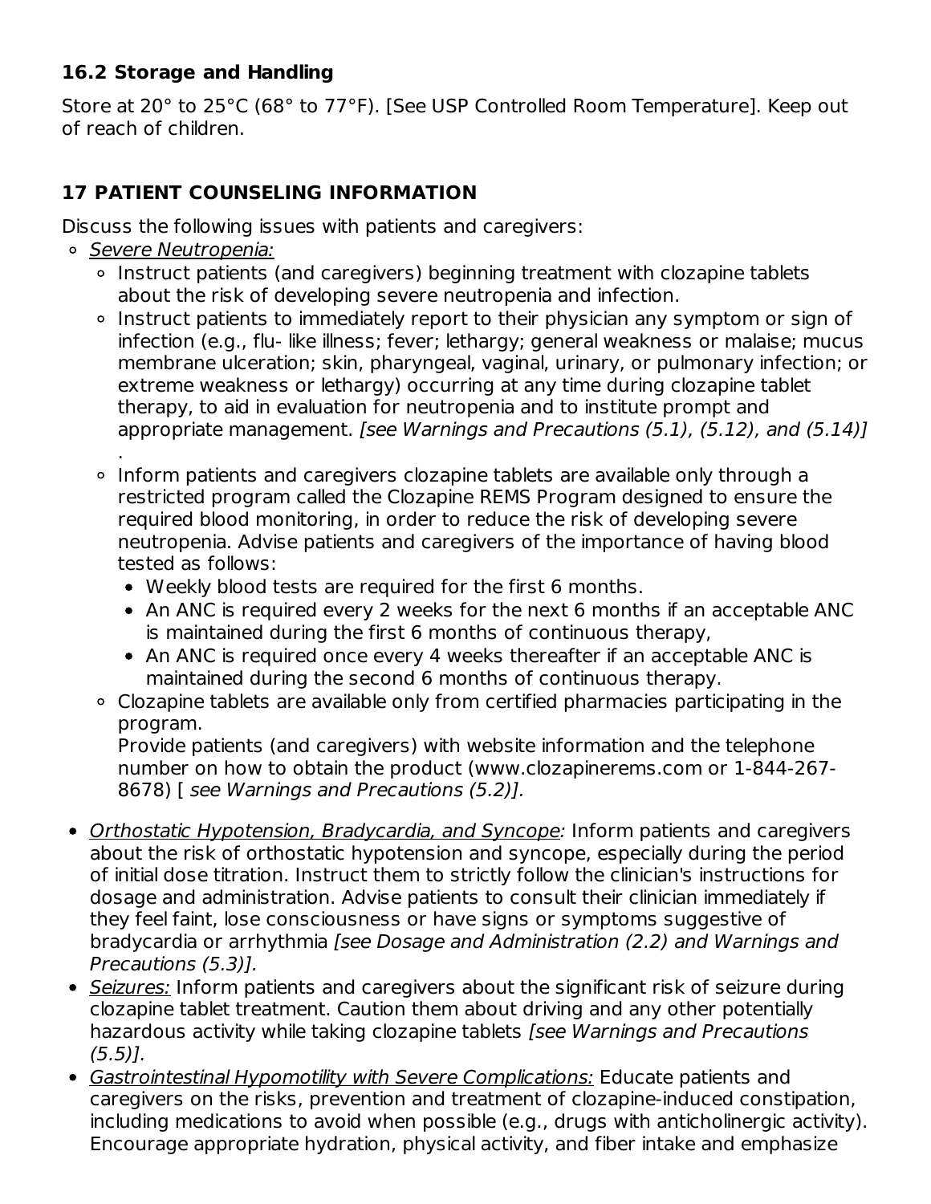### 16.2 Storage and Handling

Store at 20° to 25°C (68° to 77°F). [See USP Controlled Room Temperature]. Keep out of reach of children.

## 17 PATIENT COUNSELING INFORMATION

Discuss the following issues with patients and caregivers:

- *Severe Neutropenia:*
  - Instruct patients (and caregivers) beginning treatment with clozapine tablets about the risk of developing severe neutropenia and infection.
  - Instruct patients to immediately report to their physician any symptom or sign of infection (e.g., flu- like illness; fever; lethargy; general weakness or malaise; mucus membrane ulceration; skin, pharyngeal, vaginal, urinary, or pulmonary infection; or extreme weakness or lethargy) occurring at any time during clozapine tablet therapy, to aid in evaluation for neutropenia and to institute prompt and appropriate management. *[see Warnings and Precautions (5.1), (5.12), and (5.14)]* .
  - Inform patients and caregivers clozapine tablets are available only through a restricted program called the Clozapine REMS Program designed to ensure the required blood monitoring, in order to reduce the risk of developing severe neutropenia. Advise patients and caregivers of the importance of having blood tested as follows:
    - Weekly blood tests are required for the first 6 months.
    - An ANC is required every 2 weeks for the next 6 months if an acceptable ANC is maintained during the first 6 months of continuous therapy,
    - An ANC is required once every 4 weeks thereafter if an acceptable ANC is maintained during the second 6 months of continuous therapy.
  - Clozapine tablets are available only from certified pharmacies participating in the program.
    Provide patients (and caregivers) with website information and the telephone number on how to obtain the product (www.clozapinerems.com or 1-844-267-8678) [ *see Warnings and Precautions (5.2)].*
- *Orthostatic Hypotension, Bradycardia, and Syncope:* Inform patients and caregivers about the risk of orthostatic hypotension and syncope, especially during the period of initial dose titration. Instruct them to strictly follow the clinician's instructions for dosage and administration. Advise patients to consult their clinician immediately if they feel faint, lose consciousness or have signs or symptoms suggestive of bradycardia or arrhythmia *[see Dosage and Administration (2.2) and Warnings and Precautions (5.3)].*
- *Seizures:* Inform patients and caregivers about the significant risk of seizure during clozapine tablet treatment. Caution them about driving and any other potentially hazardous activity while taking clozapine tablets *[see Warnings and Precautions (5.5)].*
- *Gastrointestinal Hypomotility with Severe Complications:* Educate patients and caregivers on the risks, prevention and treatment of clozapine-induced constipation, including medications to avoid when possible (e.g., drugs with anticholinergic activity). Encourage appropriate hydration, physical activity, and fiber intake and emphasize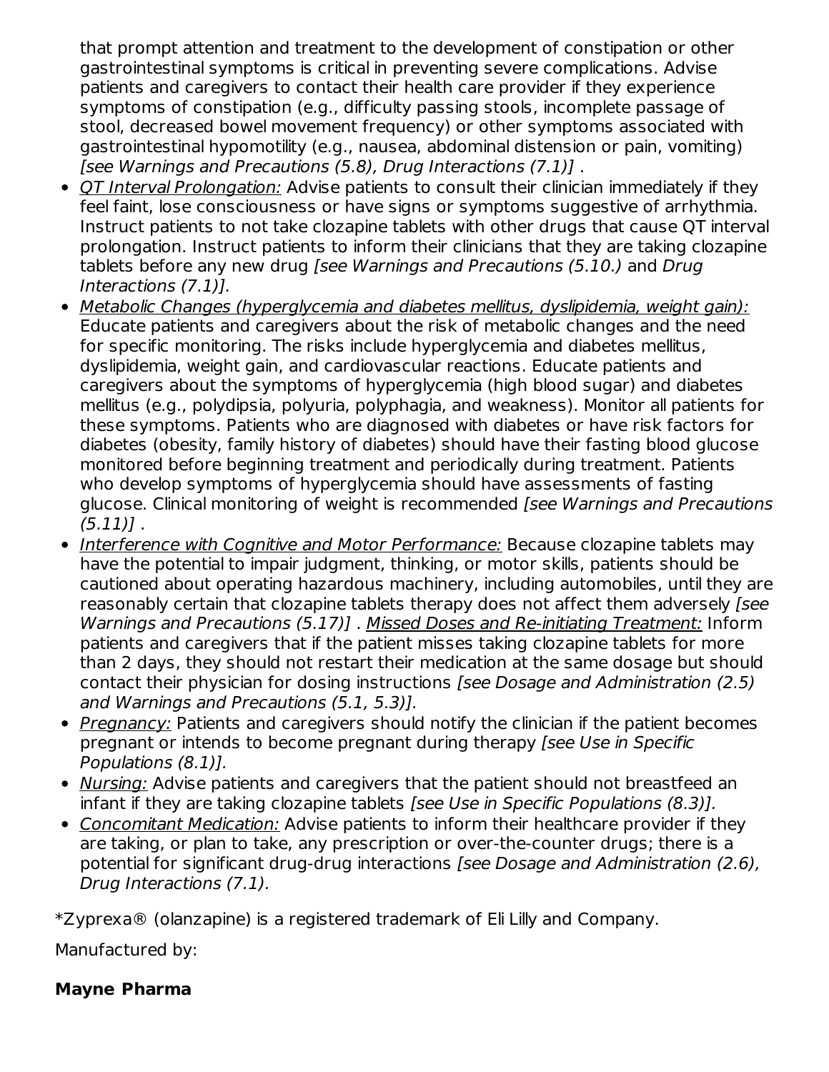that prompt attention and treatment to the development of constipation or other gastrointestinal symptoms is critical in preventing severe complications. Advise patients and caregivers to contact their health care provider if they experience symptoms of constipation (e.g., difficulty passing stools, incomplete passage of stool, decreased bowel movement frequency) or other symptoms associated with gastrointestinal hypomotility (e.g., nausea, abdominal distension or pain, vomiting) *[see Warnings and Precautions (5.8), Drug Interactions (7.1)]* .

- QT Interval Prolongation: Advise patients to consult their clinician immediately if they feel faint, lose consciousness or have signs or symptoms suggestive of arrhythmia. Instruct patients to not take clozapine tablets with other drugs that cause QT interval prolongation. Instruct patients to inform their clinicians that they are taking clozapine tablets before any new drug *[see Warnings and Precautions (5.10.)* and *Drug Interactions (7.1)].*
- Metabolic Changes (hyperglycemia and diabetes mellitus, dyslipidemia, weight gain): Educate patients and caregivers about the risk of metabolic changes and the need for specific monitoring. The risks include hyperglycemia and diabetes mellitus, dyslipidemia, weight gain, and cardiovascular reactions. Educate patients and caregivers about the symptoms of hyperglycemia (high blood sugar) and diabetes mellitus (e.g., polydipsia, polyuria, polyphagia, and weakness). Monitor all patients for these symptoms. Patients who are diagnosed with diabetes or have risk factors for diabetes (obesity, family history of diabetes) should have their fasting blood glucose monitored before beginning treatment and periodically during treatment. Patients who develop symptoms of hyperglycemia should have assessments of fasting glucose. Clinical monitoring of weight is recommended *[see Warnings and Precautions (5.11)]* .
- Interference with Cognitive and Motor Performance: Because clozapine tablets may have the potential to impair judgment, thinking, or motor skills, patients should be cautioned about operating hazardous machinery, including automobiles, until they are reasonably certain that clozapine tablets therapy does not affect them adversely *[see Warnings and Precautions (5.17)]* . Missed Doses and Re-initiating Treatment: Inform patients and caregivers that if the patient misses taking clozapine tablets for more than 2 days, they should not restart their medication at the same dosage but should contact their physician for dosing instructions *[see Dosage and Administration (2.5) and Warnings and Precautions (5.1, 5.3)].*
- Pregnancy: Patients and caregivers should notify the clinician if the patient becomes pregnant or intends to become pregnant during therapy *[see Use in Specific Populations (8.1)].*
- Nursing: Advise patients and caregivers that the patient should not breastfeed an infant if they are taking clozapine tablets *[see Use in Specific Populations (8.3)].*
- Concomitant Medication: Advise patients to inform their healthcare provider if they are taking, or plan to take, any prescription or over-the-counter drugs; there is a potential for significant drug-drug interactions *[see Dosage and Administration (2.6), Drug Interactions (7.1).*

*Zyprexa® (olanzapine) is a registered trademark of Eli Lilly and Company.

Manufactured by:

**Mayne Pharma**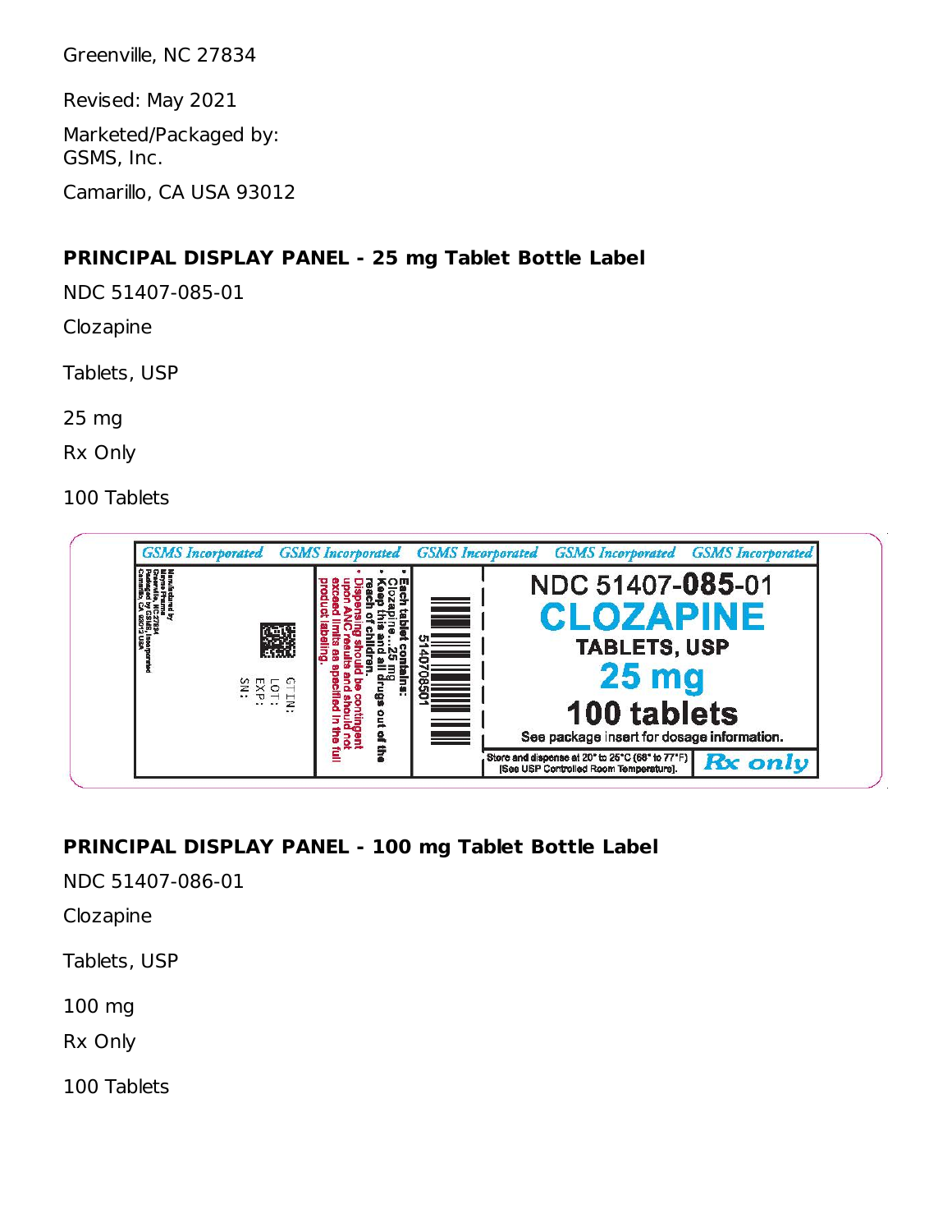Greenville, NC 27834

Revised: May 2021

Marketed/Packaged by:
GSMS, Inc.

Camarillo, CA USA 93012

**PRINCIPAL DISPLAY PANEL - 25 mg Tablet Bottle Label**

NDC 51407-085-01

Clozapine

Tablets, USP

25 mg

Rx Only

100 Tablets

GSMS Incorporated GSMS Incorporated GSMS Incorporated GSMS Incorporated GSMS Incorporated

NDC 51407-085-01
CLOZAPINE
TABLETS, USP
25 mg
100 tablets
See package insert for dosage information.

Store and dispense at 20° to 25°C (68° to 77°F) [See USP Controlled Room Temperature].

Rx only

- Each tablet contains: Clozapine ... 25 mg
- Keep this and all drugs out of the reach of children.
- Dispensing should be contingent upon ANC results and should not exceed limits as specified in the full product labeling.

GTIN:
LOT:
EXP:
SN:

**PRINCIPAL DISPLAY PANEL - 100 mg Tablet Bottle Label**

NDC 51407-086-01

Clozapine

Tablets, USP

100 mg

Rx Only

100 Tablets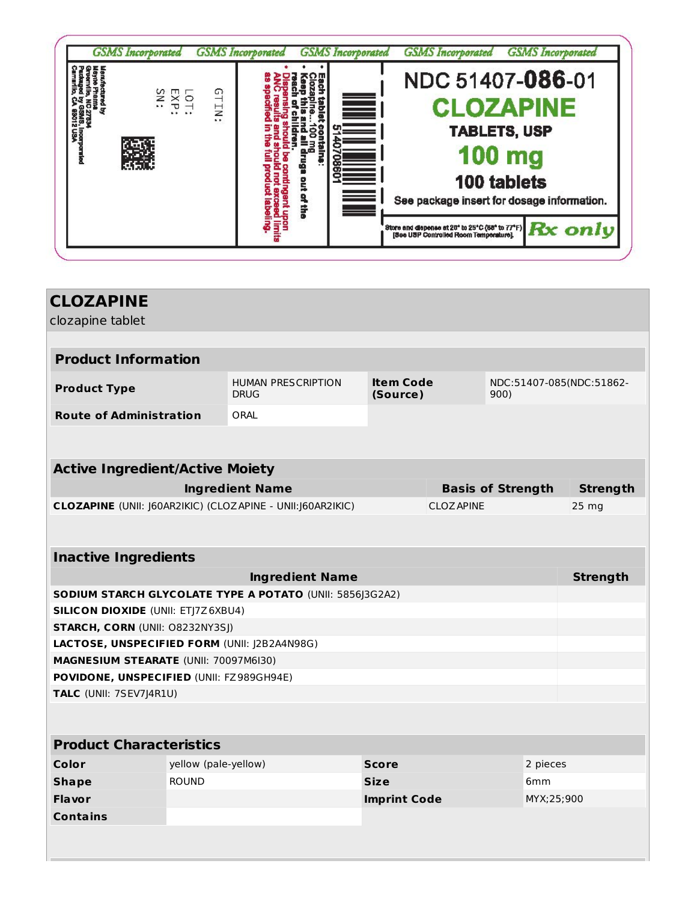GSMS Incorporated GSMS Incorporated GSMS Incorporated GSMS Incorporated GSMS Incorporated

Manufactured by Mayne Pharma Greenville, NC 27834
Packaged by GSMS, Incorporated Camarillo, CA 93012 USA

GTIN:
LOT:
EXP:
SN:

- Each tablet contains: Clozapine...100 mg
- Keep this and all drugs out of the reach of children.
- Dispensing should be contingent upon ANC results and should not exceed limits as specified in the full product labeling.

51407086 01

NDC 51407-**086**-01

**CLOZAPINE**

**TABLETS, USP**

**100 mg**

**100 tablets**

See package insert for dosage information.

Store and dispense at 20° to 25°C (68° to 77°F) [See USP Controlled Room Temperature].

**Rx only**

## CLOZAPINE

clozapine tablet

| **Product Information** | | | |
|---|---|---|---|
| **Product Type** | HUMAN PRESCRIPTION DRUG | **Item Code (Source)** | NDC:51407-085(NDC:51862-900) |
| **Route of Administration** | ORAL | | |

| **Active Ingredient/Active Moiety** | | |
|---|---|---|
| **Ingredient Name** | **Basis of Strength** | **Strength** |
| **CLOZAPINE** (UNII: J60AR2IKIC) (CLOZAPINE - UNII:J60AR2IKIC) | CLOZAPINE | 25 mg |

| **Inactive Ingredients** | |
|---|---|
| **Ingredient Name** | **Strength** |
| **SODIUM STARCH GLYCOLATE TYPE A POTATO** (UNII: 5856J3G2A2) | |
| **SILICON DIOXIDE** (UNII: ETJ7Z6XBU4) | |
| **STARCH, CORN** (UNII: O8232NY3SJ) | |
| **LACTOSE, UNSPECIFIED FORM** (UNII: J2B2A4N98G) | |
| **MAGNESIUM STEARATE** (UNII: 70097M6I30) | |
| **POVIDONE, UNSPECIFIED** (UNII: FZ989GH94E) | |
| **TALC** (UNII: 7SEV7J4R1U) | |

| **Product Characteristics** | | | |
|---|---|---|---|
| **Color** | yellow (pale-yellow) | **Score** | 2 pieces |
| **Shape** | ROUND | **Size** | 6mm |
| **Flavor** | | **Imprint Code** | MYX;25;900 |
| **Contains** | | | |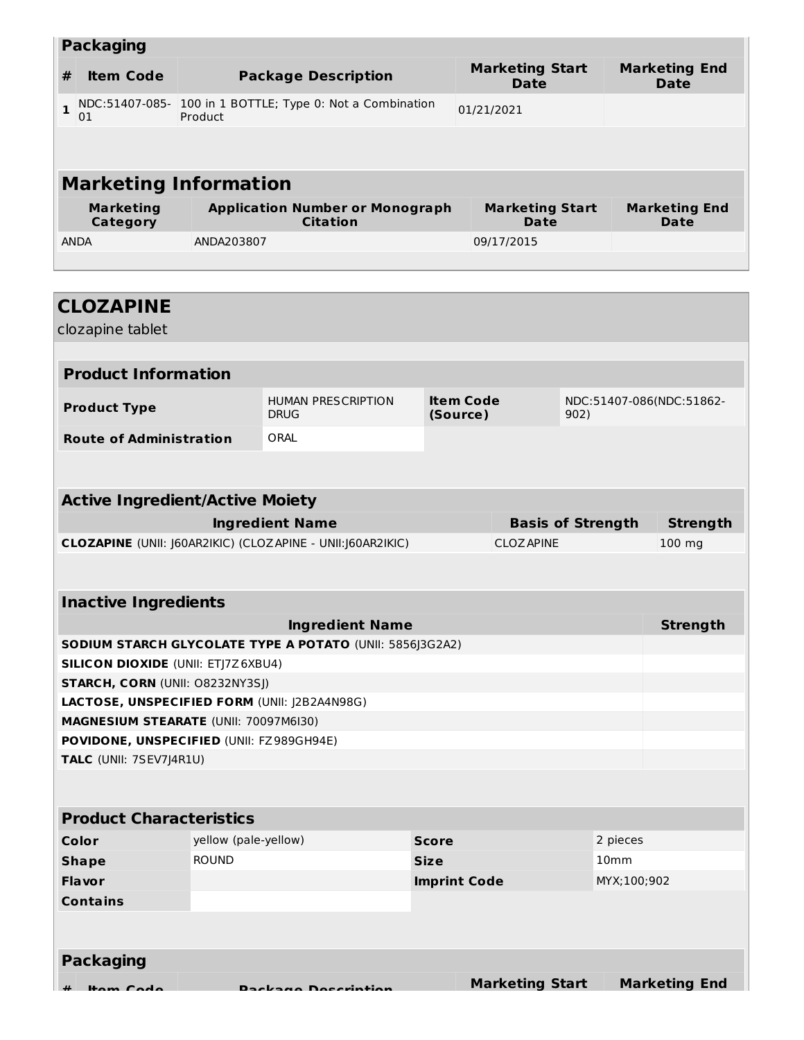### Packaging

| # | Item Code | Package Description | Marketing Start Date | Marketing End Date |
|---|---|---|---|---|
| 1 | NDC:51407-085-01 | 100 in 1 BOTTLE; Type 0: Not a Combination Product | 01/21/2021 | |

### Marketing Information

| Marketing Category | Application Number or Monograph Citation | Marketing Start Date | Marketing End Date |
|---|---|---|---|
| ANDA | ANDA203807 | 09/17/2015 | |

## CLOZAPINE

clozapine tablet

### Product Information

| | | | |
|---|---|---|---|
| **Product Type** | HUMAN PRESCRIPTION DRUG | **Item Code (Source)** | NDC:51407-086(NDC:51862-902) |
| **Route of Administration** | ORAL | | |

### Active Ingredient/Active Moiety

| Ingredient Name | Basis of Strength | Strength |
|---|---|---|
| **CLOZAPINE** (UNII: J60AR2IKIC) (CLOZAPINE - UNII:J60AR2IKIC) | CLOZAPINE | 100 mg |

### Inactive Ingredients

| Ingredient Name | Strength |
|---|---|
| **SODIUM STARCH GLYCOLATE TYPE A POTATO** (UNII: 5856J3G2A2) | |
| **SILICON DIOXIDE** (UNII: ETJ7Z6XBU4) | |
| **STARCH, CORN** (UNII: O8232NY3SJ) | |
| **LACTOSE, UNSPECIFIED FORM** (UNII: J2B2A4N98G) | |
| **MAGNESIUM STEARATE** (UNII: 70097M6I30) | |
| **POVIDONE, UNSPECIFIED** (UNII: FZ989GH94E) | |
| **TALC** (UNII: 7SEV7J4R1U) | |

### Product Characteristics

| | | | |
|---|---|---|---|
| **Color** | yellow (pale-yellow) | **Score** | 2 pieces |
| **Shape** | ROUND | **Size** | 10mm |
| **Flavor** | | **Imprint Code** | MYX;100;902 |
| **Contains** | | | |

### Packaging

| # | Item Code | Package Description | Marketing Start Date | Marketing End Date |
|---|---|---|---|---|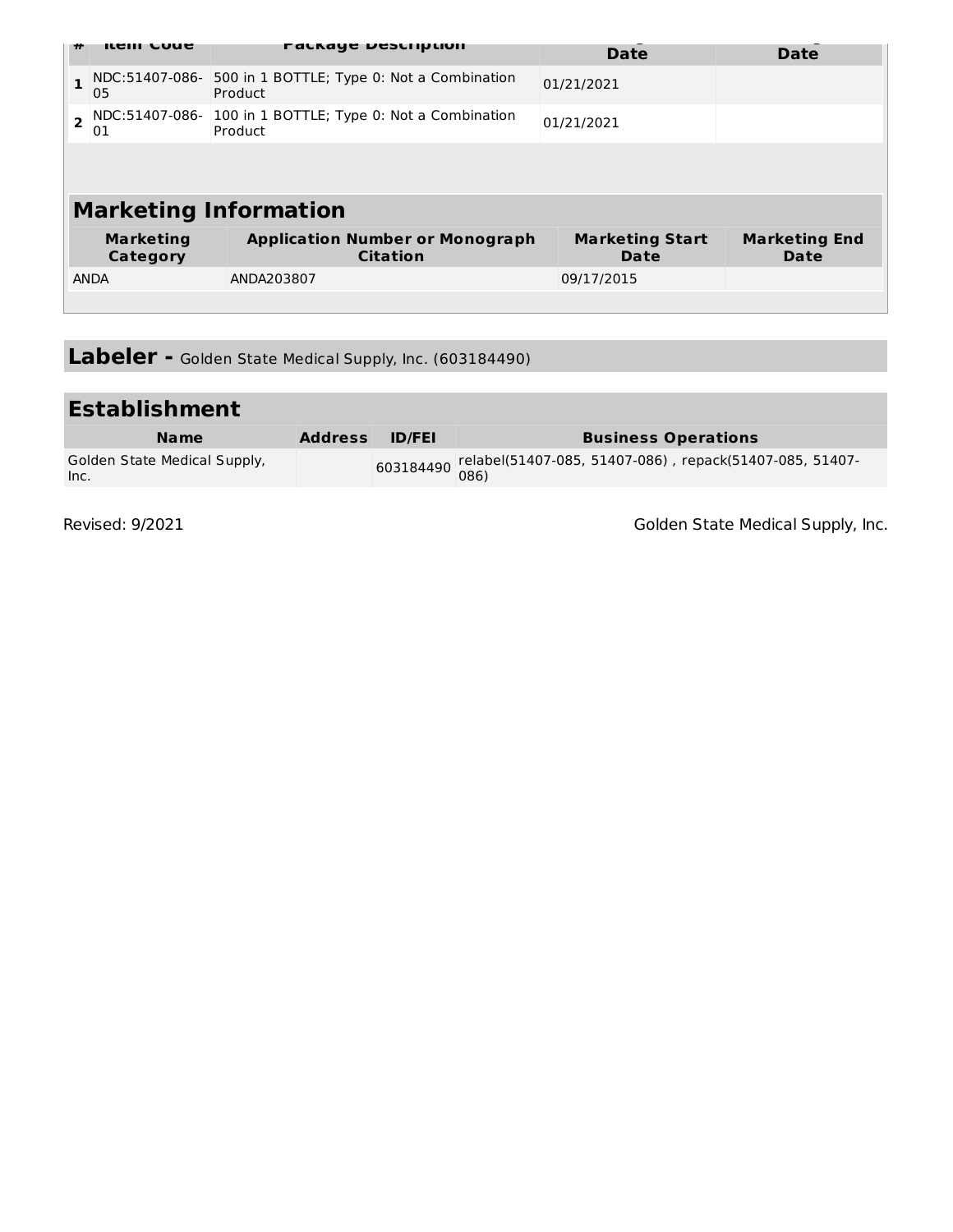| # | Item Code | Package Description | Marketing Start Date | Marketing End Date |
|---|---|---|---|---|
| 1 | NDC:51407-086-05 | 500 in 1 BOTTLE; Type 0: Not a Combination Product | 01/21/2021 | |
| 2 | NDC:51407-086-01 | 100 in 1 BOTTLE; Type 0: Not a Combination Product | 01/21/2021 | |

## Marketing Information

| Marketing Category | Application Number or Monograph Citation | Marketing Start Date | Marketing End Date |
|---|---|---|---|
| ANDA | ANDA203807 | 09/17/2015 | |

## Labeler - Golden State Medical Supply, Inc. (603184490)

## Establishment

| Name | Address | ID/FEI | Business Operations |
|---|---|---|---|
| Golden State Medical Supply, Inc. | | 603184490 | relabel(51407-085, 51407-086) , repack(51407-085, 51407-086) |

Revised: 9/2021

Golden State Medical Supply, Inc.